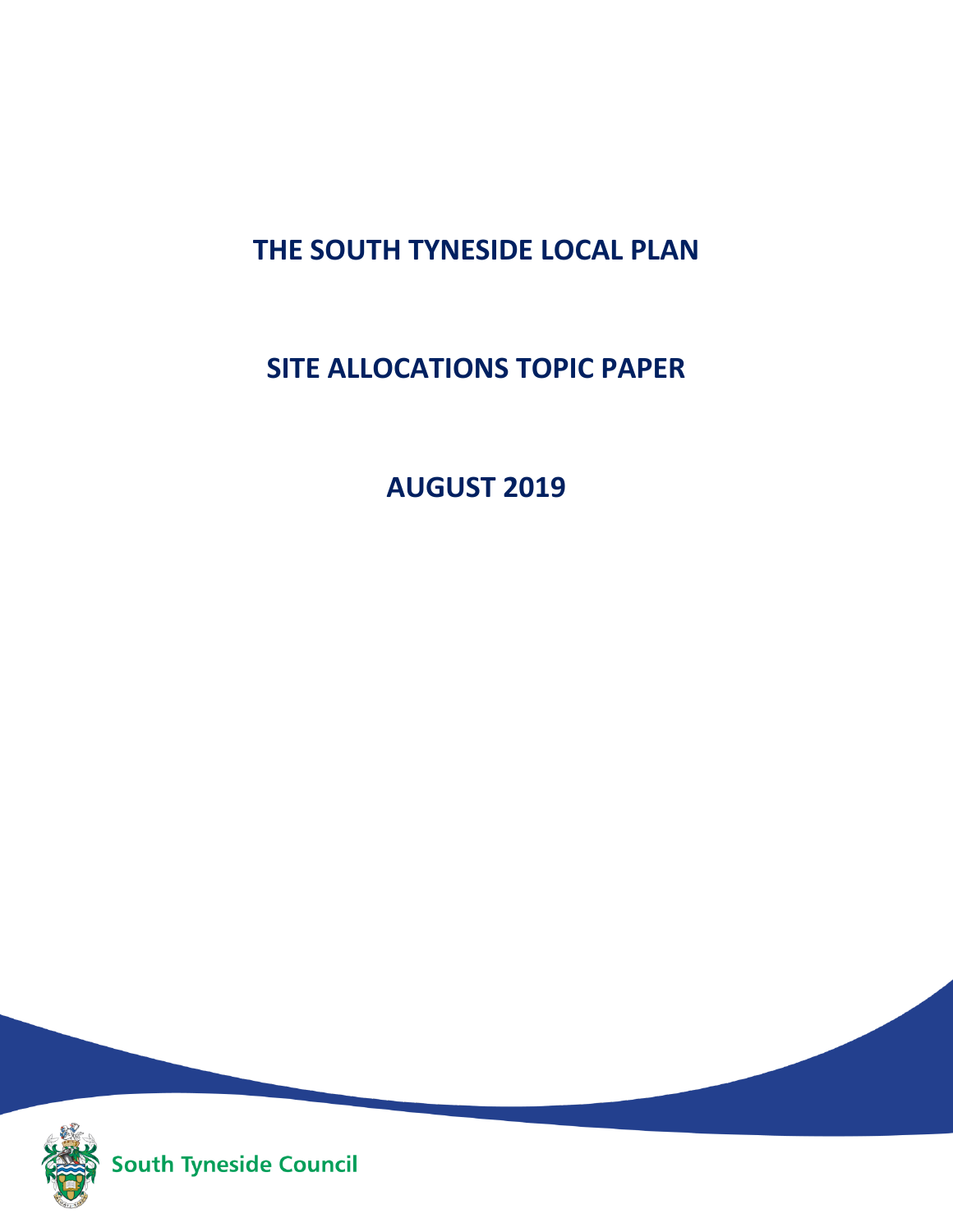# THE SOUTH TYNESIDE LOCAL PLAN

# SITE ALLOCATIONS TOPIC PAPER

# AUGUST 2019

South Tyneside Council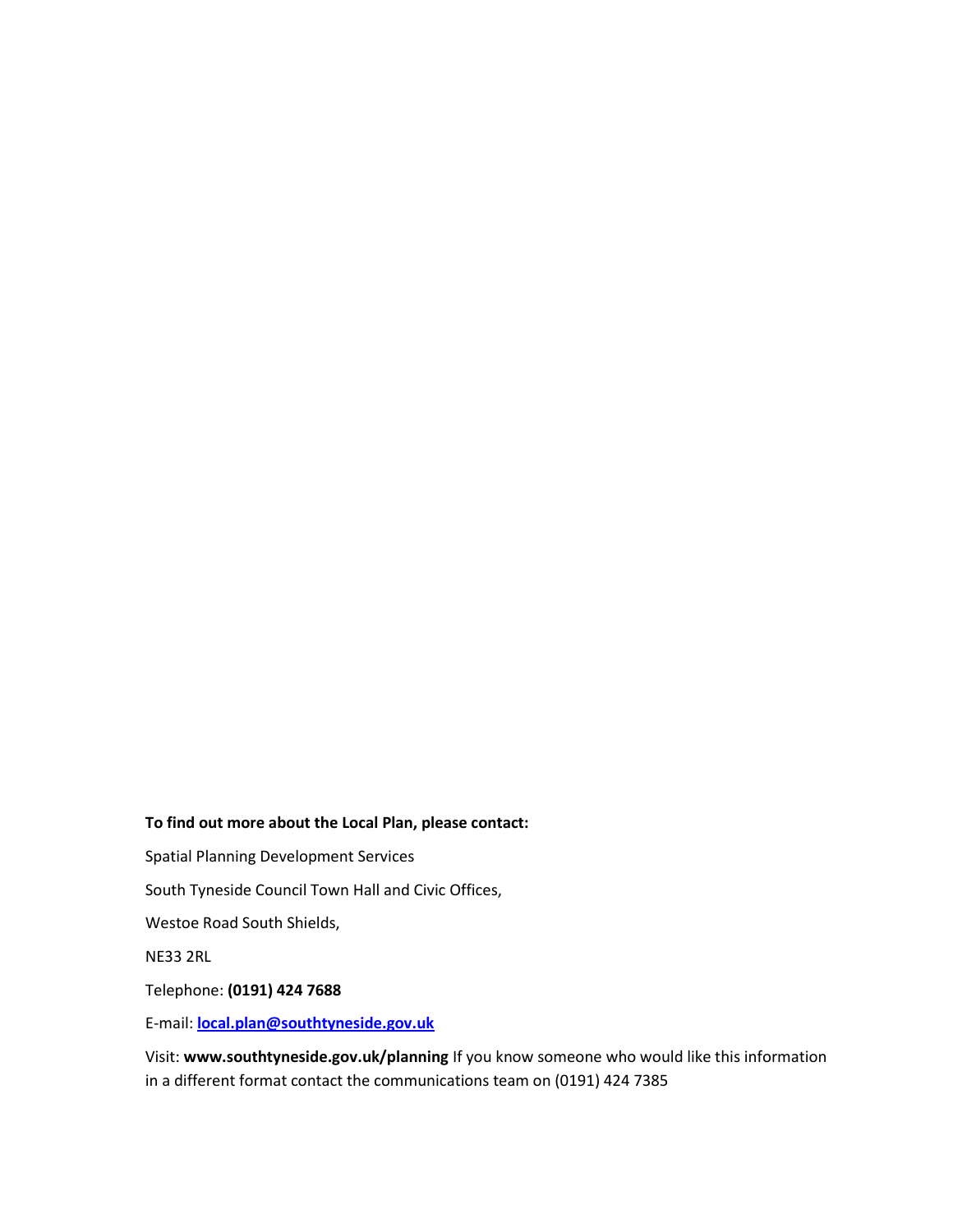**To find out more about the Local Plan, please contact:**

Spatial Planning Development Services

South Tyneside Council Town Hall and Civic Offices,

Westoe Road South Shields,

NE33 2RL

Telephone: **(0191) 424 7688**

E-mail: **local.plan@southtyneside.gov.uk**

Visit: **www.southtyneside.gov.uk/planning** If you know someone who would like this information in a different format contact the communications team on (0191) 424 7385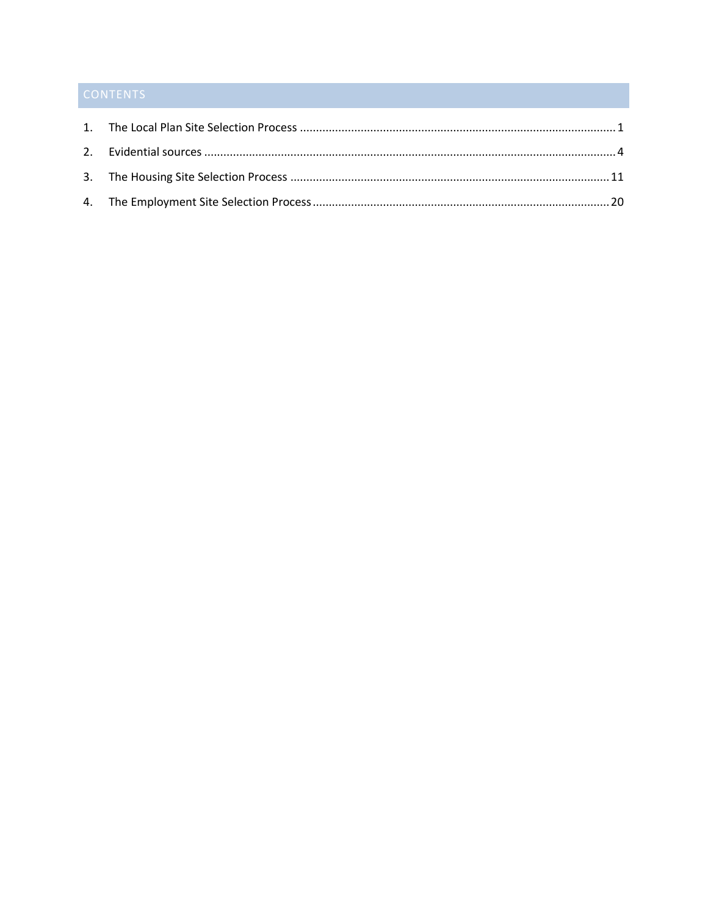## CONTENTS

1. The Local Plan Site Selection Process ........................................................................................ 1
2. Evidential sources ........................................................................................................................ 4
3. The Housing Site Selection Process ........................................................................................... 11
4. The Employment Site Selection Process .................................................................................... 20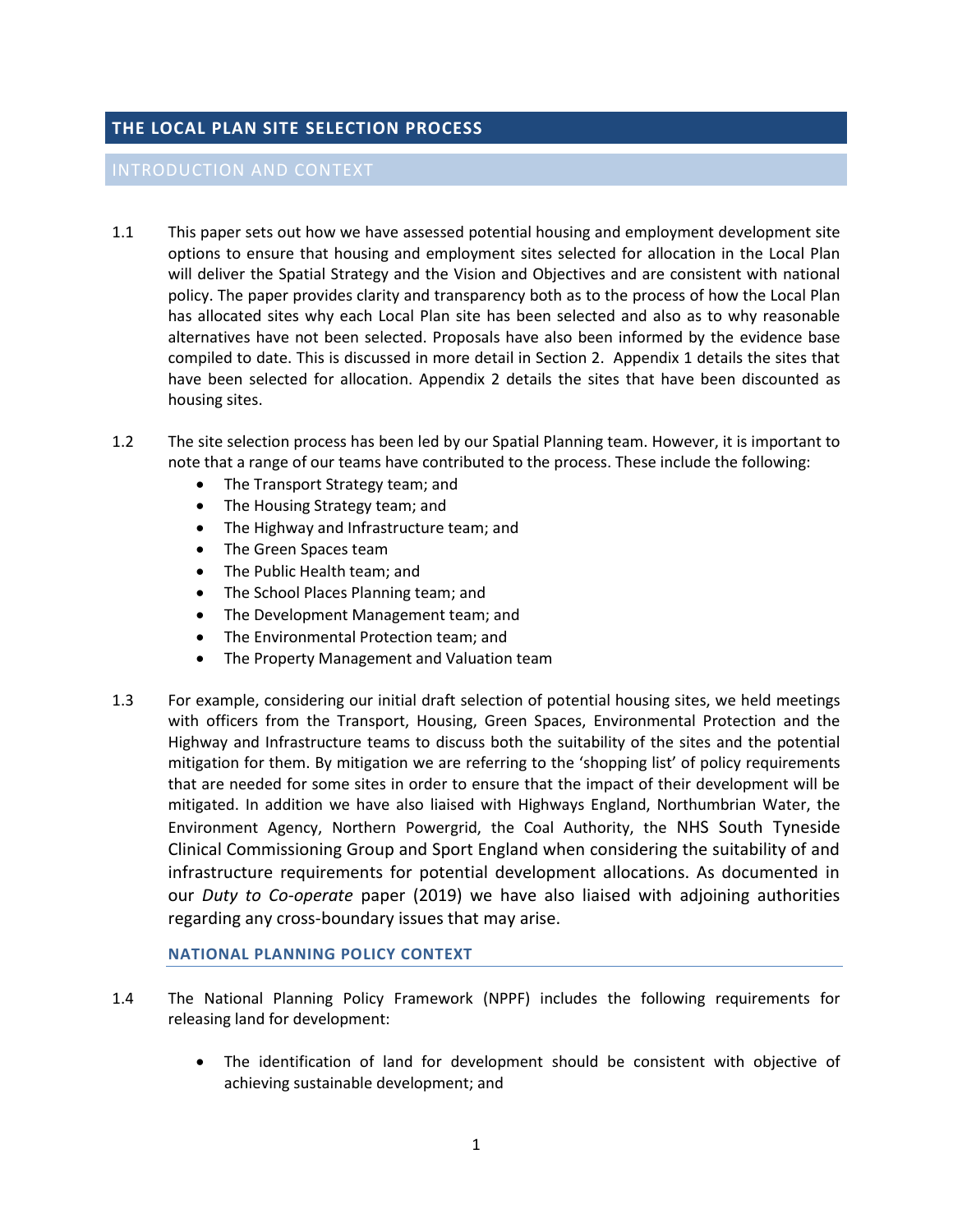# THE LOCAL PLAN SITE SELECTION PROCESS

## INTRODUCTION AND CONTEXT

1.1 This paper sets out how we have assessed potential housing and employment development site options to ensure that housing and employment sites selected for allocation in the Local Plan will deliver the Spatial Strategy and the Vision and Objectives and are consistent with national policy. The paper provides clarity and transparency both as to the process of how the Local Plan has allocated sites why each Local Plan site has been selected and also as to why reasonable alternatives have not been selected. Proposals have also been informed by the evidence base compiled to date. This is discussed in more detail in Section 2. Appendix 1 details the sites that have been selected for allocation. Appendix 2 details the sites that have been discounted as housing sites.

1.2 The site selection process has been led by our Spatial Planning team. However, it is important to note that a range of our teams have contributed to the process. These include the following:

- The Transport Strategy team; and
- The Housing Strategy team; and
- The Highway and Infrastructure team; and
- The Green Spaces team
- The Public Health team; and
- The School Places Planning team; and
- The Development Management team; and
- The Environmental Protection team; and
- The Property Management and Valuation team

1.3 For example, considering our initial draft selection of potential housing sites, we held meetings with officers from the Transport, Housing, Green Spaces, Environmental Protection and the Highway and Infrastructure teams to discuss both the suitability of the sites and the potential mitigation for them. By mitigation we are referring to the 'shopping list' of policy requirements that are needed for some sites in order to ensure that the impact of their development will be mitigated. In addition we have also liaised with Highways England, Northumbrian Water, the Environment Agency, Northern Powergrid, the Coal Authority, the NHS South Tyneside Clinical Commissioning Group and Sport England when considering the suitability of and infrastructure requirements for potential development allocations. As documented in our *Duty to Co-operate* paper (2019) we have also liaised with adjoining authorities regarding any cross-boundary issues that may arise.

### NATIONAL PLANNING POLICY CONTEXT

1.4 The National Planning Policy Framework (NPPF) includes the following requirements for releasing land for development:

- The identification of land for development should be consistent with objective of achieving sustainable development; and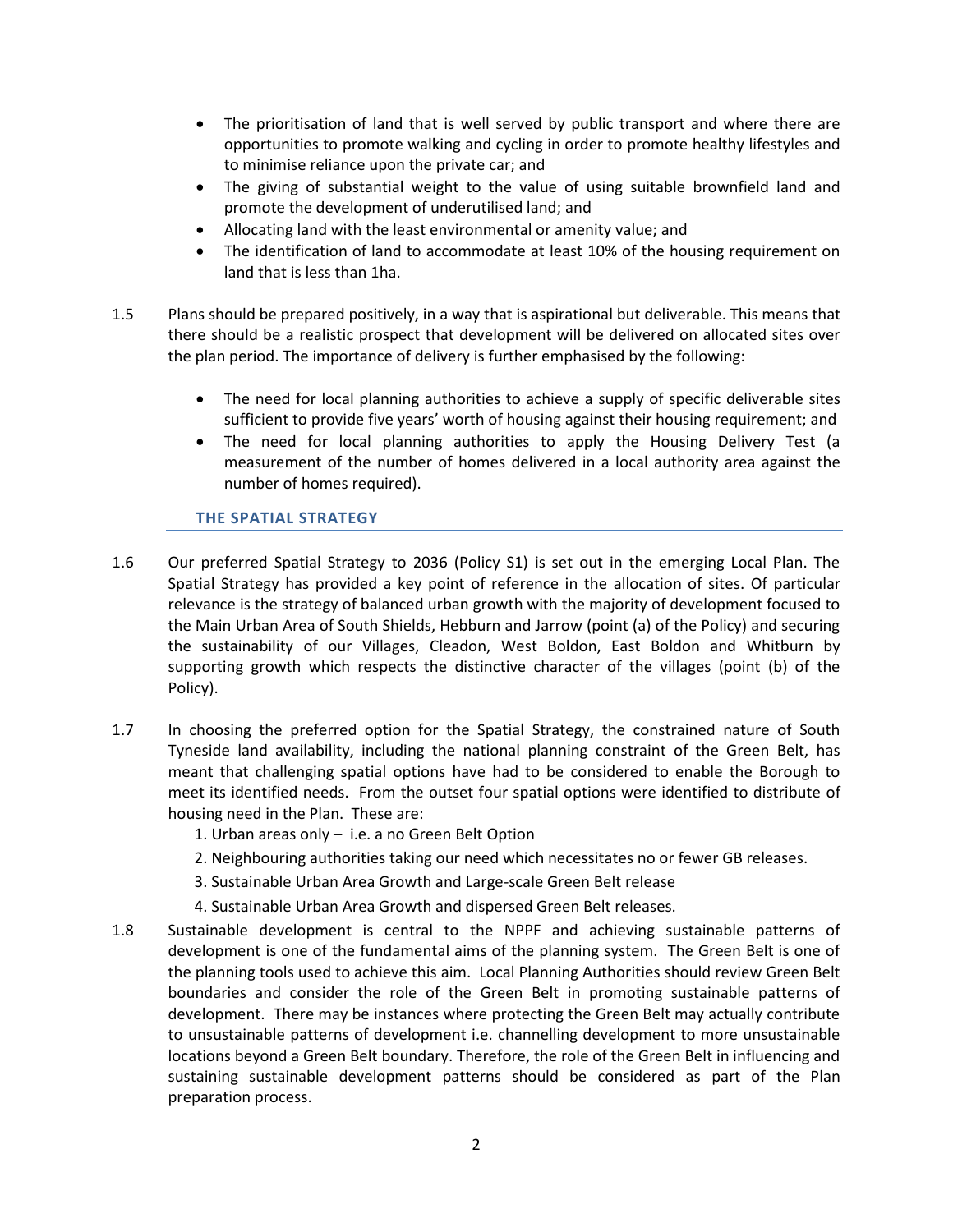- The prioritisation of land that is well served by public transport and where there are opportunities to promote walking and cycling in order to promote healthy lifestyles and to minimise reliance upon the private car; and
- The giving of substantial weight to the value of using suitable brownfield land and promote the development of underutilised land; and
- Allocating land with the least environmental or amenity value; and
- The identification of land to accommodate at least 10% of the housing requirement on land that is less than 1ha.

1.5 Plans should be prepared positively, in a way that is aspirational but deliverable. This means that there should be a realistic prospect that development will be delivered on allocated sites over the plan period. The importance of delivery is further emphasised by the following:

- The need for local planning authorities to achieve a supply of specific deliverable sites sufficient to provide five years' worth of housing against their housing requirement; and
- The need for local planning authorities to apply the Housing Delivery Test (a measurement of the number of homes delivered in a local authority area against the number of homes required).

## THE SPATIAL STRATEGY

1.6 Our preferred Spatial Strategy to 2036 (Policy S1) is set out in the emerging Local Plan. The Spatial Strategy has provided a key point of reference in the allocation of sites. Of particular relevance is the strategy of balanced urban growth with the majority of development focused to the Main Urban Area of South Shields, Hebburn and Jarrow (point (a) of the Policy) and securing the sustainability of our Villages, Cleadon, West Boldon, East Boldon and Whitburn by supporting growth which respects the distinctive character of the villages (point (b) of the Policy).

1.7 In choosing the preferred option for the Spatial Strategy, the constrained nature of South Tyneside land availability, including the national planning constraint of the Green Belt, has meant that challenging spatial options have had to be considered to enable the Borough to meet its identified needs. From the outset four spatial options were identified to distribute of housing need in the Plan. These are:

1. Urban areas only – i.e. a no Green Belt Option
2. Neighbouring authorities taking our need which necessitates no or fewer GB releases.
3. Sustainable Urban Area Growth and Large-scale Green Belt release
4. Sustainable Urban Area Growth and dispersed Green Belt releases.

1.8 Sustainable development is central to the NPPF and achieving sustainable patterns of development is one of the fundamental aims of the planning system. The Green Belt is one of the planning tools used to achieve this aim. Local Planning Authorities should review Green Belt boundaries and consider the role of the Green Belt in promoting sustainable patterns of development. There may be instances where protecting the Green Belt may actually contribute to unsustainable patterns of development i.e. channelling development to more unsustainable locations beyond a Green Belt boundary. Therefore, the role of the Green Belt in influencing and sustaining sustainable development patterns should be considered as part of the Plan preparation process.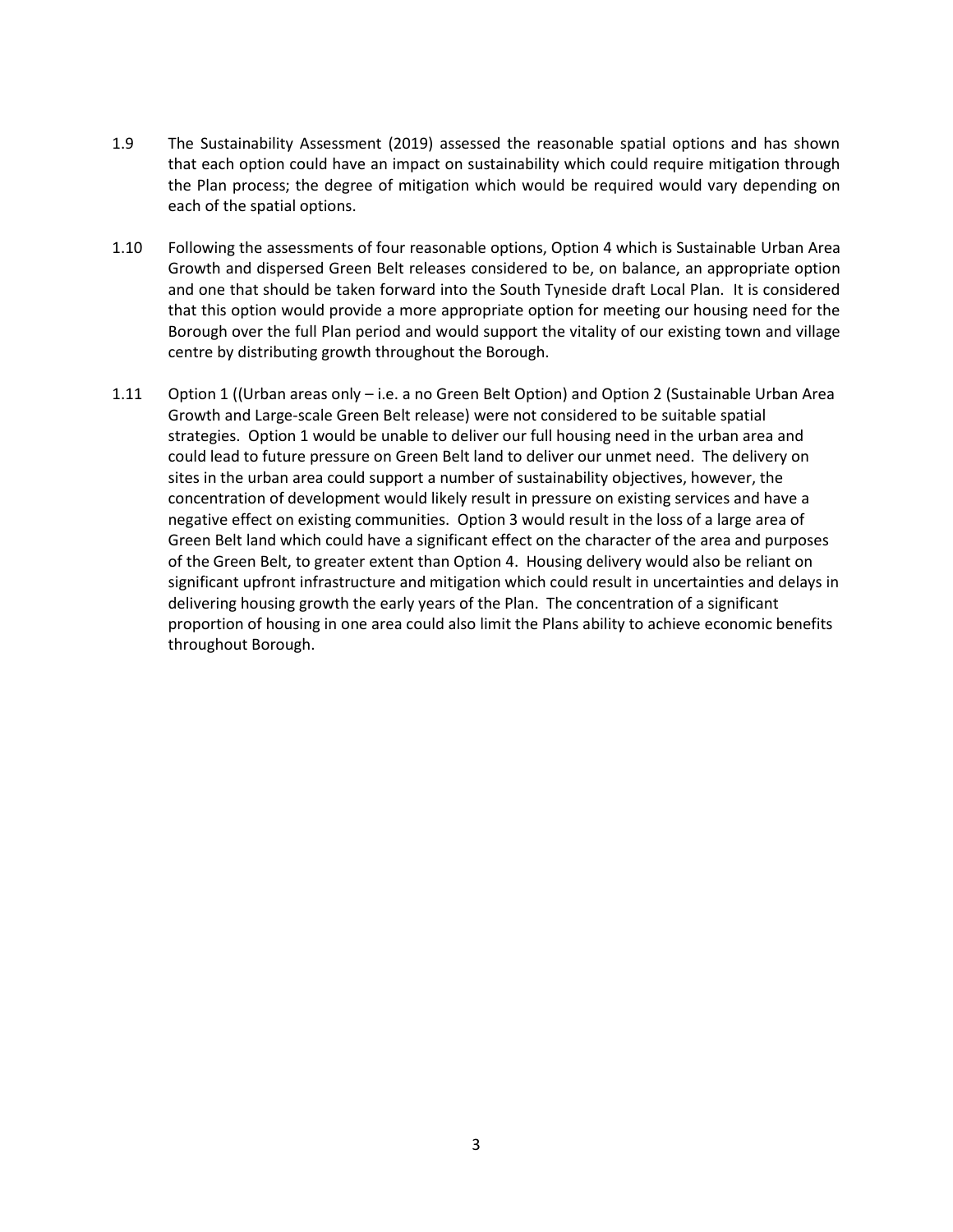1.9 The Sustainability Assessment (2019) assessed the reasonable spatial options and has shown that each option could have an impact on sustainability which could require mitigation through the Plan process; the degree of mitigation which would be required would vary depending on each of the spatial options.

1.10 Following the assessments of four reasonable options, Option 4 which is Sustainable Urban Area Growth and dispersed Green Belt releases considered to be, on balance, an appropriate option and one that should be taken forward into the South Tyneside draft Local Plan. It is considered that this option would provide a more appropriate option for meeting our housing need for the Borough over the full Plan period and would support the vitality of our existing town and village centre by distributing growth throughout the Borough.

1.11 Option 1 ((Urban areas only – i.e. a no Green Belt Option) and Option 2 (Sustainable Urban Area Growth and Large-scale Green Belt release) were not considered to be suitable spatial strategies. Option 1 would be unable to deliver our full housing need in the urban area and could lead to future pressure on Green Belt land to deliver our unmet need. The delivery on sites in the urban area could support a number of sustainability objectives, however, the concentration of development would likely result in pressure on existing services and have a negative effect on existing communities. Option 3 would result in the loss of a large area of Green Belt land which could have a significant effect on the character of the area and purposes of the Green Belt, to greater extent than Option 4. Housing delivery would also be reliant on significant upfront infrastructure and mitigation which could result in uncertainties and delays in delivering housing growth the early years of the Plan. The concentration of a significant proportion of housing in one area could also limit the Plans ability to achieve economic benefits throughout Borough.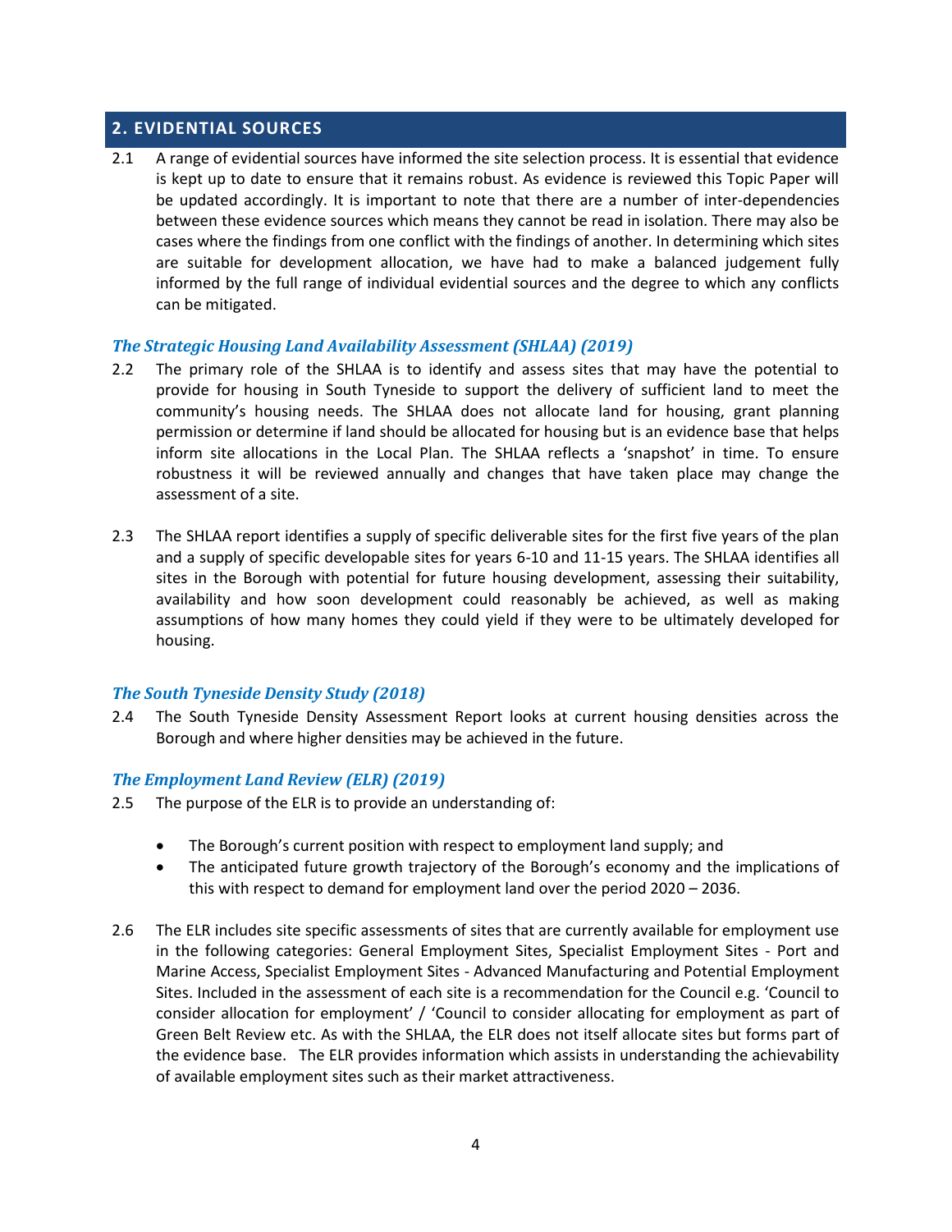## 2. EVIDENTIAL SOURCES

2.1 A range of evidential sources have informed the site selection process. It is essential that evidence is kept up to date to ensure that it remains robust. As evidence is reviewed this Topic Paper will be updated accordingly. It is important to note that there are a number of inter-dependencies between these evidence sources which means they cannot be read in isolation. There may also be cases where the findings from one conflict with the findings of another. In determining which sites are suitable for development allocation, we have had to make a balanced judgement fully informed by the full range of individual evidential sources and the degree to which any conflicts can be mitigated.

### *The Strategic Housing Land Availability Assessment (SHLAA) (2019)*

2.2 The primary role of the SHLAA is to identify and assess sites that may have the potential to provide for housing in South Tyneside to support the delivery of sufficient land to meet the community's housing needs. The SHLAA does not allocate land for housing, grant planning permission or determine if land should be allocated for housing but is an evidence base that helps inform site allocations in the Local Plan. The SHLAA reflects a 'snapshot' in time. To ensure robustness it will be reviewed annually and changes that have taken place may change the assessment of a site.

2.3 The SHLAA report identifies a supply of specific deliverable sites for the first five years of the plan and a supply of specific developable sites for years 6-10 and 11-15 years. The SHLAA identifies all sites in the Borough with potential for future housing development, assessing their suitability, availability and how soon development could reasonably be achieved, as well as making assumptions of how many homes they could yield if they were to be ultimately developed for housing.

### *The South Tyneside Density Study (2018)*

2.4 The South Tyneside Density Assessment Report looks at current housing densities across the Borough and where higher densities may be achieved in the future.

### *The Employment Land Review (ELR) (2019)*

2.5 The purpose of the ELR is to provide an understanding of:

- The Borough's current position with respect to employment land supply; and
- The anticipated future growth trajectory of the Borough's economy and the implications of this with respect to demand for employment land over the period 2020 – 2036.

2.6 The ELR includes site specific assessments of sites that are currently available for employment use in the following categories: General Employment Sites, Specialist Employment Sites - Port and Marine Access, Specialist Employment Sites - Advanced Manufacturing and Potential Employment Sites. Included in the assessment of each site is a recommendation for the Council e.g. 'Council to consider allocation for employment' / 'Council to consider allocating for employment as part of Green Belt Review etc. As with the SHLAA, the ELR does not itself allocate sites but forms part of the evidence base. The ELR provides information which assists in understanding the achievability of available employment sites such as their market attractiveness.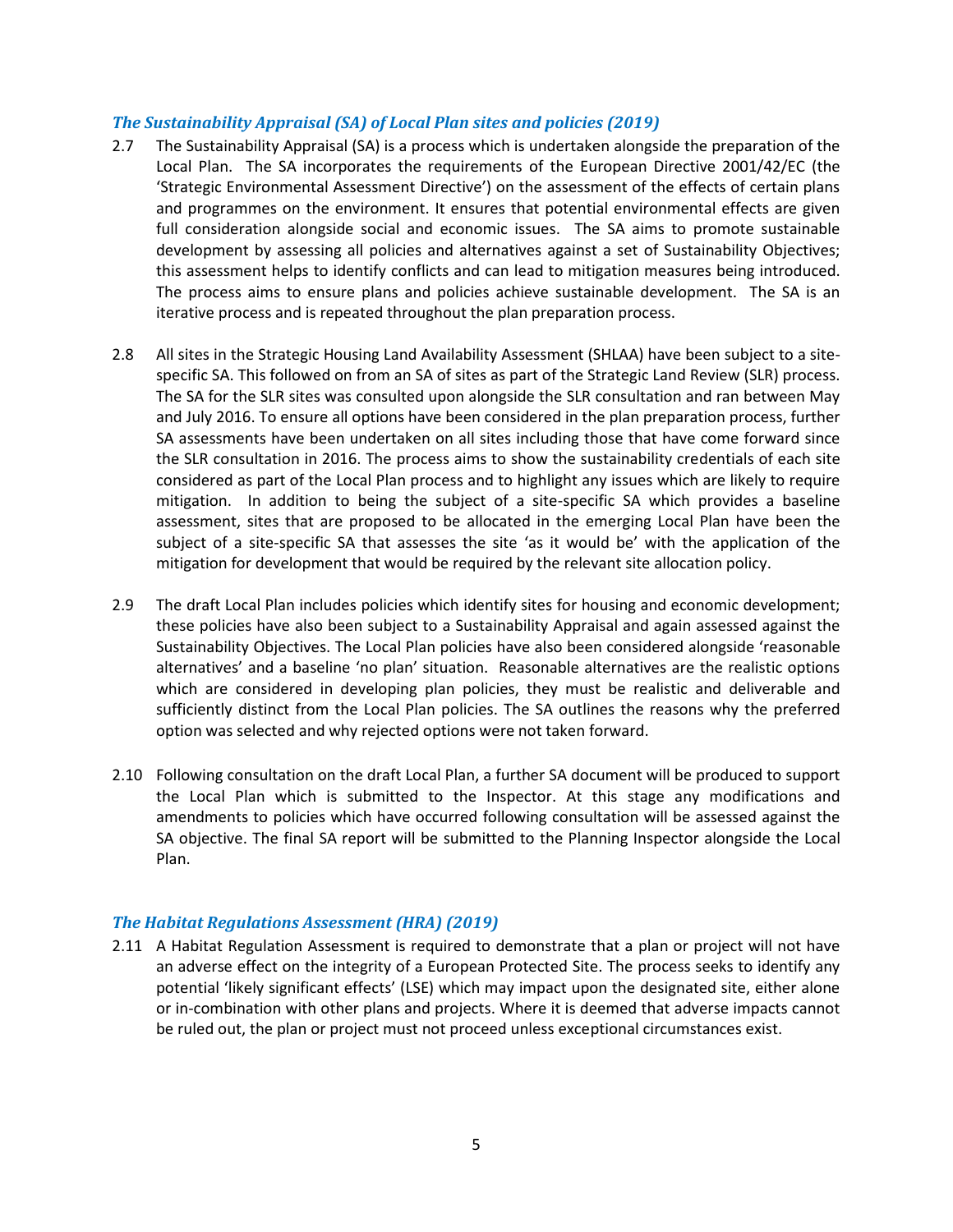### *The Sustainability Appraisal (SA) of Local Plan sites and policies (2019)*

2.7 The Sustainability Appraisal (SA) is a process which is undertaken alongside the preparation of the Local Plan. The SA incorporates the requirements of the European Directive 2001/42/EC (the 'Strategic Environmental Assessment Directive') on the assessment of the effects of certain plans and programmes on the environment. It ensures that potential environmental effects are given full consideration alongside social and economic issues. The SA aims to promote sustainable development by assessing all policies and alternatives against a set of Sustainability Objectives; this assessment helps to identify conflicts and can lead to mitigation measures being introduced. The process aims to ensure plans and policies achieve sustainable development. The SA is an iterative process and is repeated throughout the plan preparation process.

2.8 All sites in the Strategic Housing Land Availability Assessment (SHLAA) have been subject to a site-specific SA. This followed on from an SA of sites as part of the Strategic Land Review (SLR) process. The SA for the SLR sites was consulted upon alongside the SLR consultation and ran between May and July 2016. To ensure all options have been considered in the plan preparation process, further SA assessments have been undertaken on all sites including those that have come forward since the SLR consultation in 2016. The process aims to show the sustainability credentials of each site considered as part of the Local Plan process and to highlight any issues which are likely to require mitigation. In addition to being the subject of a site-specific SA which provides a baseline assessment, sites that are proposed to be allocated in the emerging Local Plan have been the subject of a site-specific SA that assesses the site 'as it would be' with the application of the mitigation for development that would be required by the relevant site allocation policy.

2.9 The draft Local Plan includes policies which identify sites for housing and economic development; these policies have also been subject to a Sustainability Appraisal and again assessed against the Sustainability Objectives. The Local Plan policies have also been considered alongside 'reasonable alternatives' and a baseline 'no plan' situation. Reasonable alternatives are the realistic options which are considered in developing plan policies, they must be realistic and deliverable and sufficiently distinct from the Local Plan policies. The SA outlines the reasons why the preferred option was selected and why rejected options were not taken forward.

2.10 Following consultation on the draft Local Plan, a further SA document will be produced to support the Local Plan which is submitted to the Inspector. At this stage any modifications and amendments to policies which have occurred following consultation will be assessed against the SA objective. The final SA report will be submitted to the Planning Inspector alongside the Local Plan.

### *The Habitat Regulations Assessment (HRA) (2019)*

2.11 A Habitat Regulation Assessment is required to demonstrate that a plan or project will not have an adverse effect on the integrity of a European Protected Site. The process seeks to identify any potential 'likely significant effects' (LSE) which may impact upon the designated site, either alone or in-combination with other plans and projects. Where it is deemed that adverse impacts cannot be ruled out, the plan or project must not proceed unless exceptional circumstances exist.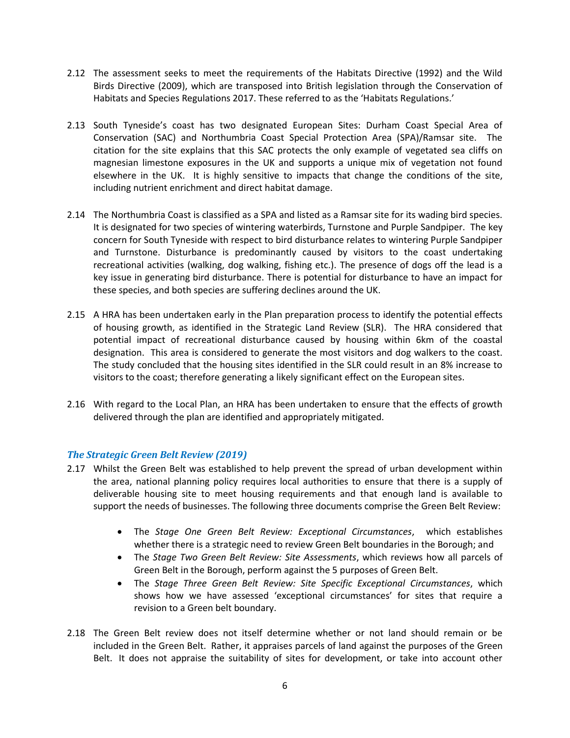2.12 The assessment seeks to meet the requirements of the Habitats Directive (1992) and the Wild Birds Directive (2009), which are transposed into British legislation through the Conservation of Habitats and Species Regulations 2017. These referred to as the 'Habitats Regulations.'

2.13 South Tyneside's coast has two designated European Sites: Durham Coast Special Area of Conservation (SAC) and Northumbria Coast Special Protection Area (SPA)/Ramsar site. The citation for the site explains that this SAC protects the only example of vegetated sea cliffs on magnesian limestone exposures in the UK and supports a unique mix of vegetation not found elsewhere in the UK. It is highly sensitive to impacts that change the conditions of the site, including nutrient enrichment and direct habitat damage.

2.14 The Northumbria Coast is classified as a SPA and listed as a Ramsar site for its wading bird species. It is designated for two species of wintering waterbirds, Turnstone and Purple Sandpiper. The key concern for South Tyneside with respect to bird disturbance relates to wintering Purple Sandpiper and Turnstone. Disturbance is predominantly caused by visitors to the coast undertaking recreational activities (walking, dog walking, fishing etc.). The presence of dogs off the lead is a key issue in generating bird disturbance. There is potential for disturbance to have an impact for these species, and both species are suffering declines around the UK.

2.15 A HRA has been undertaken early in the Plan preparation process to identify the potential effects of housing growth, as identified in the Strategic Land Review (SLR). The HRA considered that potential impact of recreational disturbance caused by housing within 6km of the coastal designation. This area is considered to generate the most visitors and dog walkers to the coast. The study concluded that the housing sites identified in the SLR could result in an 8% increase to visitors to the coast; therefore generating a likely significant effect on the European sites.

2.16 With regard to the Local Plan, an HRA has been undertaken to ensure that the effects of growth delivered through the plan are identified and appropriately mitigated.

### *The Strategic Green Belt Review (2019)*

2.17 Whilst the Green Belt was established to help prevent the spread of urban development within the area, national planning policy requires local authorities to ensure that there is a supply of deliverable housing site to meet housing requirements and that enough land is available to support the needs of businesses. The following three documents comprise the Green Belt Review:

- The *Stage One Green Belt Review: Exceptional Circumstances*, which establishes whether there is a strategic need to review Green Belt boundaries in the Borough; and
- The *Stage Two Green Belt Review: Site Assessments*, which reviews how all parcels of Green Belt in the Borough, perform against the 5 purposes of Green Belt.
- The *Stage Three Green Belt Review: Site Specific Exceptional Circumstances*, which shows how we have assessed 'exceptional circumstances' for sites that require a revision to a Green belt boundary.

2.18 The Green Belt review does not itself determine whether or not land should remain or be included in the Green Belt. Rather, it appraises parcels of land against the purposes of the Green Belt. It does not appraise the suitability of sites for development, or take into account other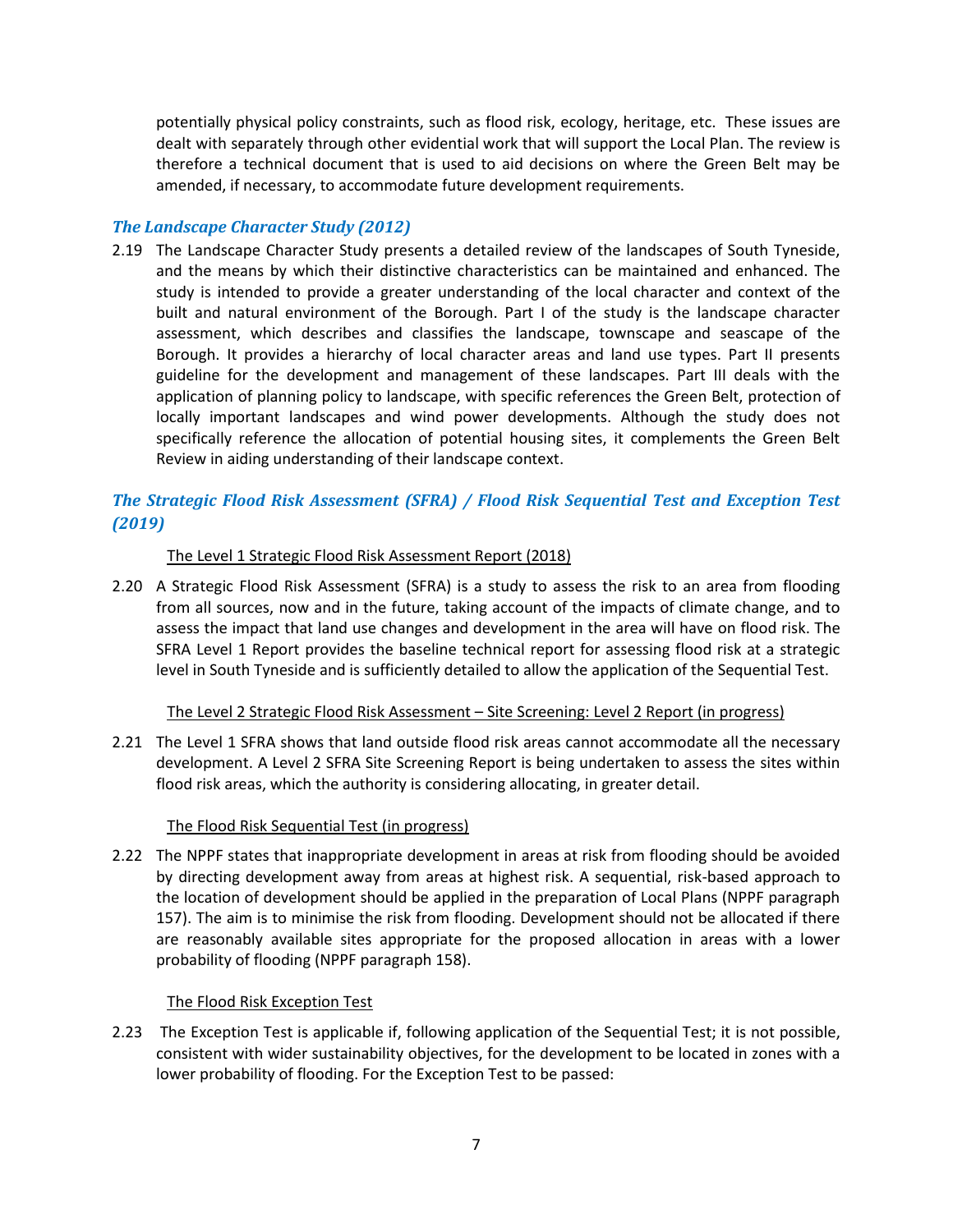potentially physical policy constraints, such as flood risk, ecology, heritage, etc. These issues are dealt with separately through other evidential work that will support the Local Plan. The review is therefore a technical document that is used to aid decisions on where the Green Belt may be amended, if necessary, to accommodate future development requirements.

### *The Landscape Character Study (2012)*

2.19 The Landscape Character Study presents a detailed review of the landscapes of South Tyneside, and the means by which their distinctive characteristics can be maintained and enhanced. The study is intended to provide a greater understanding of the local character and context of the built and natural environment of the Borough. Part I of the study is the landscape character assessment, which describes and classifies the landscape, townscape and seascape of the Borough. It provides a hierarchy of local character areas and land use types. Part II presents guideline for the development and management of these landscapes. Part III deals with the application of planning policy to landscape, with specific references the Green Belt, protection of locally important landscapes and wind power developments. Although the study does not specifically reference the allocation of potential housing sites, it complements the Green Belt Review in aiding understanding of their landscape context.

### *The Strategic Flood Risk Assessment (SFRA) / Flood Risk Sequential Test and Exception Test (2019)*

The Level 1 Strategic Flood Risk Assessment Report (2018)

2.20 A Strategic Flood Risk Assessment (SFRA) is a study to assess the risk to an area from flooding from all sources, now and in the future, taking account of the impacts of climate change, and to assess the impact that land use changes and development in the area will have on flood risk. The SFRA Level 1 Report provides the baseline technical report for assessing flood risk at a strategic level in South Tyneside and is sufficiently detailed to allow the application of the Sequential Test.

The Level 2 Strategic Flood Risk Assessment – Site Screening: Level 2 Report (in progress)

2.21 The Level 1 SFRA shows that land outside flood risk areas cannot accommodate all the necessary development. A Level 2 SFRA Site Screening Report is being undertaken to assess the sites within flood risk areas, which the authority is considering allocating, in greater detail.

The Flood Risk Sequential Test (in progress)

2.22 The NPPF states that inappropriate development in areas at risk from flooding should be avoided by directing development away from areas at highest risk. A sequential, risk-based approach to the location of development should be applied in the preparation of Local Plans (NPPF paragraph 157). The aim is to minimise the risk from flooding. Development should not be allocated if there are reasonably available sites appropriate for the proposed allocation in areas with a lower probability of flooding (NPPF paragraph 158).

The Flood Risk Exception Test

2.23 The Exception Test is applicable if, following application of the Sequential Test; it is not possible, consistent with wider sustainability objectives, for the development to be located in zones with a lower probability of flooding. For the Exception Test to be passed: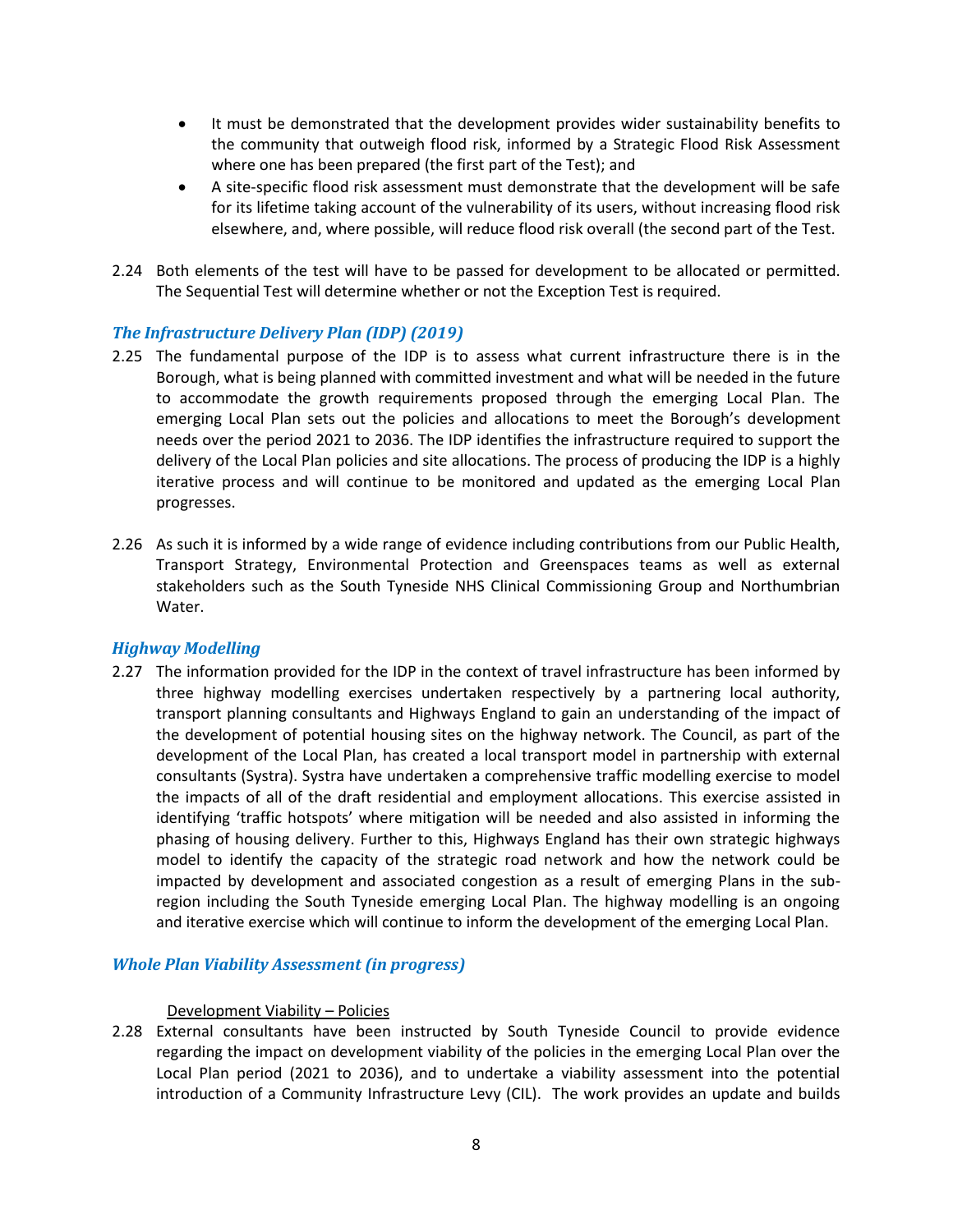- It must be demonstrated that the development provides wider sustainability benefits to the community that outweigh flood risk, informed by a Strategic Flood Risk Assessment where one has been prepared (the first part of the Test); and
- A site-specific flood risk assessment must demonstrate that the development will be safe for its lifetime taking account of the vulnerability of its users, without increasing flood risk elsewhere, and, where possible, will reduce flood risk overall (the second part of the Test.

2.24 Both elements of the test will have to be passed for development to be allocated or permitted. The Sequential Test will determine whether or not the Exception Test is required.

### *The Infrastructure Delivery Plan (IDP) (2019)*

2.25 The fundamental purpose of the IDP is to assess what current infrastructure there is in the Borough, what is being planned with committed investment and what will be needed in the future to accommodate the growth requirements proposed through the emerging Local Plan. The emerging Local Plan sets out the policies and allocations to meet the Borough's development needs over the period 2021 to 2036. The IDP identifies the infrastructure required to support the delivery of the Local Plan policies and site allocations. The process of producing the IDP is a highly iterative process and will continue to be monitored and updated as the emerging Local Plan progresses.

2.26 As such it is informed by a wide range of evidence including contributions from our Public Health, Transport Strategy, Environmental Protection and Greenspaces teams as well as external stakeholders such as the South Tyneside NHS Clinical Commissioning Group and Northumbrian Water.

### *Highway Modelling*

2.27 The information provided for the IDP in the context of travel infrastructure has been informed by three highway modelling exercises undertaken respectively by a partnering local authority, transport planning consultants and Highways England to gain an understanding of the impact of the development of potential housing sites on the highway network. The Council, as part of the development of the Local Plan, has created a local transport model in partnership with external consultants (Systra). Systra have undertaken a comprehensive traffic modelling exercise to model the impacts of all of the draft residential and employment allocations. This exercise assisted in identifying 'traffic hotspots' where mitigation will be needed and also assisted in informing the phasing of housing delivery. Further to this, Highways England has their own strategic highways model to identify the capacity of the strategic road network and how the network could be impacted by development and associated congestion as a result of emerging Plans in the sub-region including the South Tyneside emerging Local Plan. The highway modelling is an ongoing and iterative exercise which will continue to inform the development of the emerging Local Plan.

### *Whole Plan Viability Assessment (in progress)*

Development Viability – Policies

2.28 External consultants have been instructed by South Tyneside Council to provide evidence regarding the impact on development viability of the policies in the emerging Local Plan over the Local Plan period (2021 to 2036), and to undertake a viability assessment into the potential introduction of a Community Infrastructure Levy (CIL). The work provides an update and builds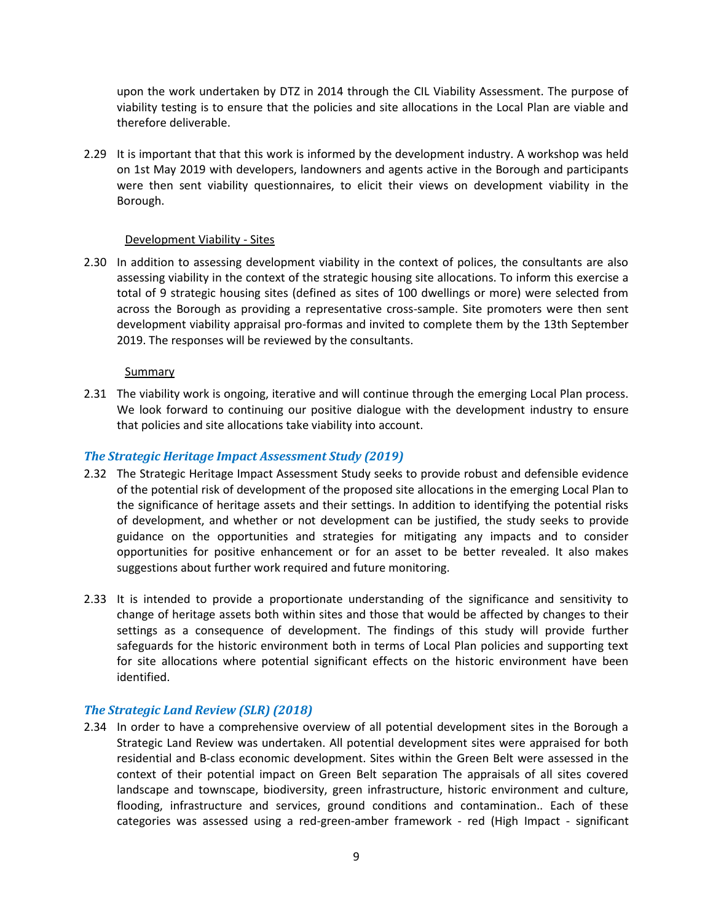upon the work undertaken by DTZ in 2014 through the CIL Viability Assessment. The purpose of viability testing is to ensure that the policies and site allocations in the Local Plan are viable and therefore deliverable.

2.29 It is important that that this work is informed by the development industry. A workshop was held on 1st May 2019 with developers, landowners and agents active in the Borough and participants were then sent viability questionnaires, to elicit their views on development viability in the Borough.

Development Viability - Sites

2.30 In addition to assessing development viability in the context of polices, the consultants are also assessing viability in the context of the strategic housing site allocations. To inform this exercise a total of 9 strategic housing sites (defined as sites of 100 dwellings or more) were selected from across the Borough as providing a representative cross-sample. Site promoters were then sent development viability appraisal pro-formas and invited to complete them by the 13th September 2019. The responses will be reviewed by the consultants.

Summary

2.31 The viability work is ongoing, iterative and will continue through the emerging Local Plan process. We look forward to continuing our positive dialogue with the development industry to ensure that policies and site allocations take viability into account.

### *The Strategic Heritage Impact Assessment Study (2019)*

2.32 The Strategic Heritage Impact Assessment Study seeks to provide robust and defensible evidence of the potential risk of development of the proposed site allocations in the emerging Local Plan to the significance of heritage assets and their settings. In addition to identifying the potential risks of development, and whether or not development can be justified, the study seeks to provide guidance on the opportunities and strategies for mitigating any impacts and to consider opportunities for positive enhancement or for an asset to be better revealed. It also makes suggestions about further work required and future monitoring.

2.33 It is intended to provide a proportionate understanding of the significance and sensitivity to change of heritage assets both within sites and those that would be affected by changes to their settings as a consequence of development. The findings of this study will provide further safeguards for the historic environment both in terms of Local Plan policies and supporting text for site allocations where potential significant effects on the historic environment have been identified.

### *The Strategic Land Review (SLR) (2018)*

2.34 In order to have a comprehensive overview of all potential development sites in the Borough a Strategic Land Review was undertaken. All potential development sites were appraised for both residential and B-class economic development. Sites within the Green Belt were assessed in the context of their potential impact on Green Belt separation The appraisals of all sites covered landscape and townscape, biodiversity, green infrastructure, historic environment and culture, flooding, infrastructure and services, ground conditions and contamination.. Each of these categories was assessed using a red-green-amber framework - red (High Impact - significant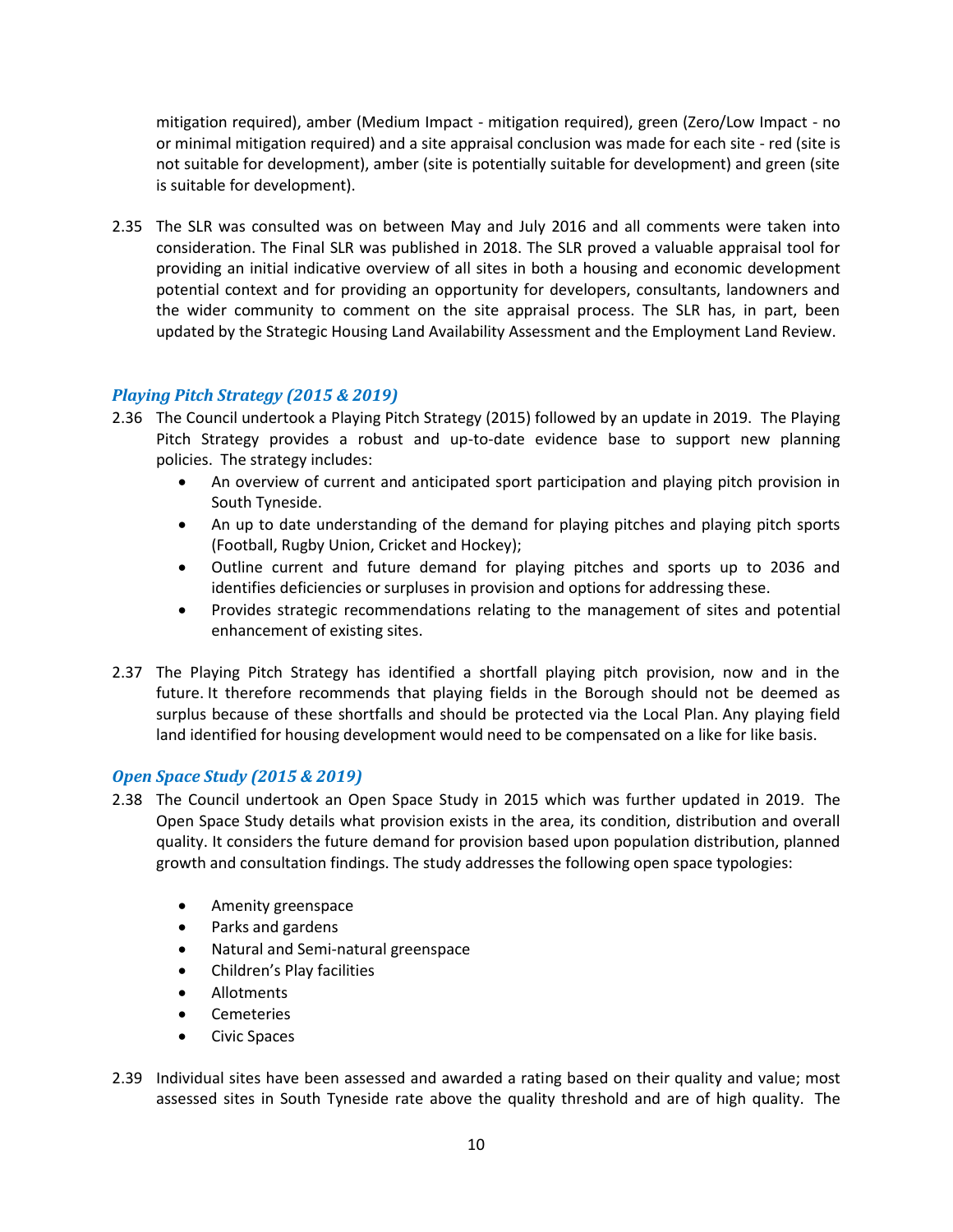mitigation required), amber (Medium Impact - mitigation required), green (Zero/Low Impact - no or minimal mitigation required) and a site appraisal conclusion was made for each site - red (site is not suitable for development), amber (site is potentially suitable for development) and green (site is suitable for development).

2.35 The SLR was consulted was on between May and July 2016 and all comments were taken into consideration. The Final SLR was published in 2018. The SLR proved a valuable appraisal tool for providing an initial indicative overview of all sites in both a housing and economic development potential context and for providing an opportunity for developers, consultants, landowners and the wider community to comment on the site appraisal process. The SLR has, in part, been updated by the Strategic Housing Land Availability Assessment and the Employment Land Review.

### *Playing Pitch Strategy (2015 & 2019)*

2.36 The Council undertook a Playing Pitch Strategy (2015) followed by an update in 2019. The Playing Pitch Strategy provides a robust and up-to-date evidence base to support new planning policies. The strategy includes:

- An overview of current and anticipated sport participation and playing pitch provision in South Tyneside.
- An up to date understanding of the demand for playing pitches and playing pitch sports (Football, Rugby Union, Cricket and Hockey);
- Outline current and future demand for playing pitches and sports up to 2036 and identifies deficiencies or surpluses in provision and options for addressing these.
- Provides strategic recommendations relating to the management of sites and potential enhancement of existing sites.

2.37 The Playing Pitch Strategy has identified a shortfall playing pitch provision, now and in the future. It therefore recommends that playing fields in the Borough should not be deemed as surplus because of these shortfalls and should be protected via the Local Plan. Any playing field land identified for housing development would need to be compensated on a like for like basis.

### *Open Space Study (2015 & 2019)*

2.38 The Council undertook an Open Space Study in 2015 which was further updated in 2019. The Open Space Study details what provision exists in the area, its condition, distribution and overall quality. It considers the future demand for provision based upon population distribution, planned growth and consultation findings. The study addresses the following open space typologies:

- Amenity greenspace
- Parks and gardens
- Natural and Semi-natural greenspace
- Children's Play facilities
- Allotments
- Cemeteries
- Civic Spaces

2.39 Individual sites have been assessed and awarded a rating based on their quality and value; most assessed sites in South Tyneside rate above the quality threshold and are of high quality. The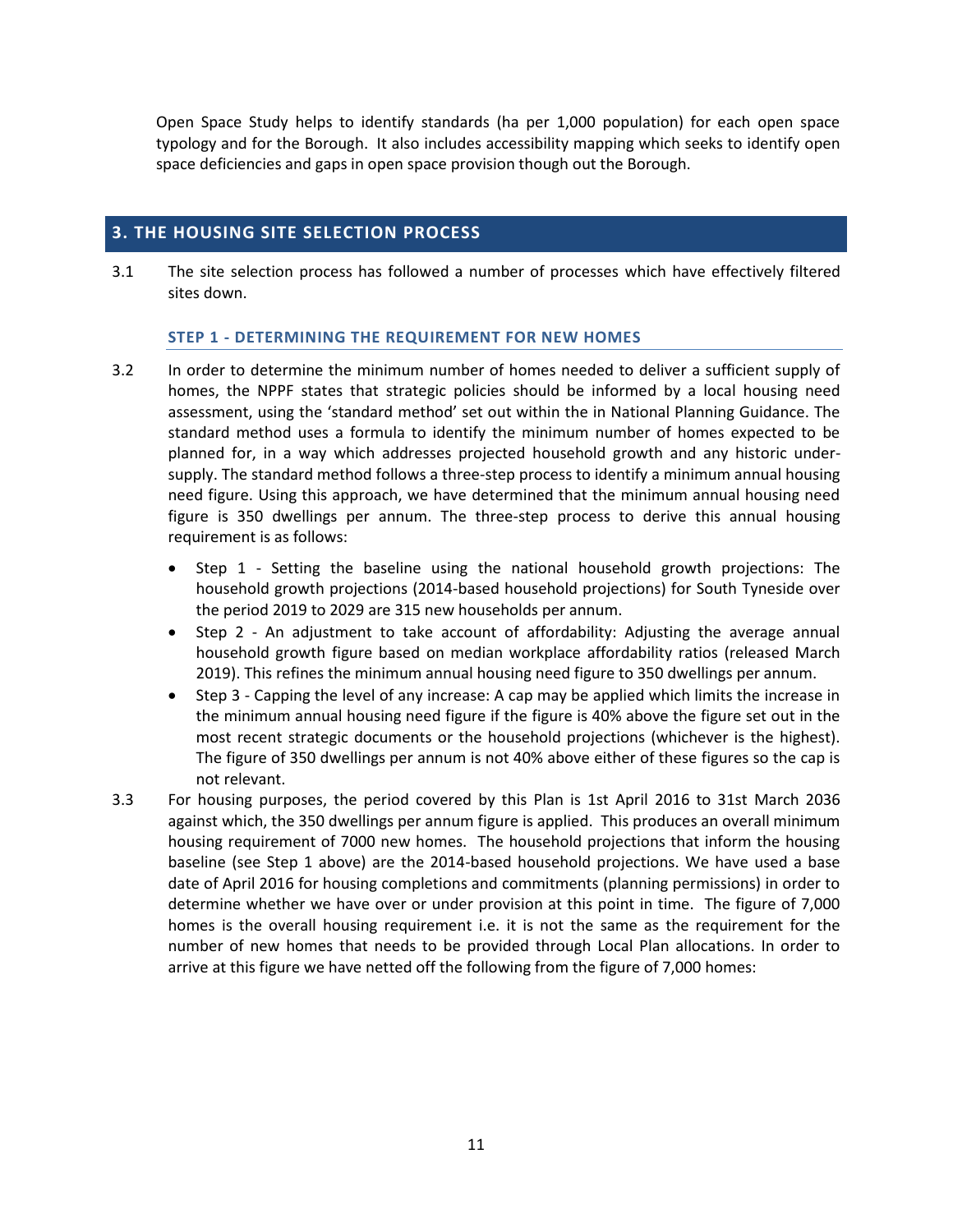Open Space Study helps to identify standards (ha per 1,000 population) for each open space typology and for the Borough. It also includes accessibility mapping which seeks to identify open space deficiencies and gaps in open space provision though out the Borough.

## 3. THE HOUSING SITE SELECTION PROCESS

3.1 The site selection process has followed a number of processes which have effectively filtered sites down.

### STEP 1 - DETERMINING THE REQUIREMENT FOR NEW HOMES

3.2 In order to determine the minimum number of homes needed to deliver a sufficient supply of homes, the NPPF states that strategic policies should be informed by a local housing need assessment, using the 'standard method' set out within the in National Planning Guidance. The standard method uses a formula to identify the minimum number of homes expected to be planned for, in a way which addresses projected household growth and any historic under-supply. The standard method follows a three-step process to identify a minimum annual housing need figure. Using this approach, we have determined that the minimum annual housing need figure is 350 dwellings per annum. The three-step process to derive this annual housing requirement is as follows:

- Step 1 - Setting the baseline using the national household growth projections: The household growth projections (2014-based household projections) for South Tyneside over the period 2019 to 2029 are 315 new households per annum.
- Step 2 - An adjustment to take account of affordability: Adjusting the average annual household growth figure based on median workplace affordability ratios (released March 2019). This refines the minimum annual housing need figure to 350 dwellings per annum.
- Step 3 - Capping the level of any increase: A cap may be applied which limits the increase in the minimum annual housing need figure if the figure is 40% above the figure set out in the most recent strategic documents or the household projections (whichever is the highest). The figure of 350 dwellings per annum is not 40% above either of these figures so the cap is not relevant.

3.3 For housing purposes, the period covered by this Plan is 1st April 2016 to 31st March 2036 against which, the 350 dwellings per annum figure is applied. This produces an overall minimum housing requirement of 7000 new homes. The household projections that inform the housing baseline (see Step 1 above) are the 2014-based household projections. We have used a base date of April 2016 for housing completions and commitments (planning permissions) in order to determine whether we have over or under provision at this point in time. The figure of 7,000 homes is the overall housing requirement i.e. it is not the same as the requirement for the number of new homes that needs to be provided through Local Plan allocations. In order to arrive at this figure we have netted off the following from the figure of 7,000 homes: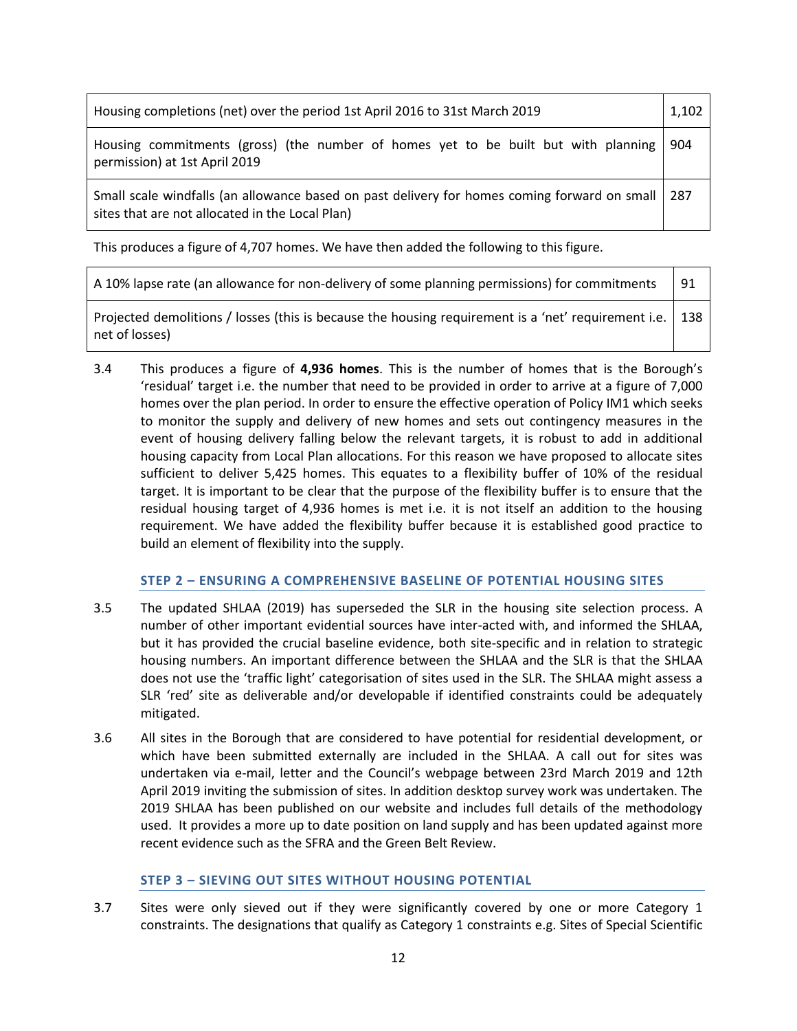| | |
|---|---|
| Housing completions (net) over the period 1st April 2016 to 31st March 2019 | 1,102 |
| Housing commitments (gross) (the number of homes yet to be built but with planning permission) at 1st April 2019 | 904 |
| Small scale windfalls (an allowance based on past delivery for homes coming forward on small sites that are not allocated in the Local Plan) | 287 |

This produces a figure of 4,707 homes. We have then added the following to this figure.

| | |
|---|---|
| A 10% lapse rate (an allowance for non-delivery of some planning permissions) for commitments | 91 |
| Projected demolitions / losses (this is because the housing requirement is a 'net' requirement i.e. net of losses) | 138 |

3.4 This produces a figure of **4,936 homes**. This is the number of homes that is the Borough's 'residual' target i.e. the number that need to be provided in order to arrive at a figure of 7,000 homes over the plan period. In order to ensure the effective operation of Policy IM1 which seeks to monitor the supply and delivery of new homes and sets out contingency measures in the event of housing delivery falling below the relevant targets, it is robust to add in additional housing capacity from Local Plan allocations. For this reason we have proposed to allocate sites sufficient to deliver 5,425 homes. This equates to a flexibility buffer of 10% of the residual target. It is important to be clear that the purpose of the flexibility buffer is to ensure that the residual housing target of 4,936 homes is met i.e. it is not itself an addition to the housing requirement. We have added the flexibility buffer because it is established good practice to build an element of flexibility into the supply.

### STEP 2 – ENSURING A COMPREHENSIVE BASELINE OF POTENTIAL HOUSING SITES

3.5 The updated SHLAA (2019) has superseded the SLR in the housing site selection process. A number of other important evidential sources have inter-acted with, and informed the SHLAA, but it has provided the crucial baseline evidence, both site-specific and in relation to strategic housing numbers. An important difference between the SHLAA and the SLR is that the SHLAA does not use the 'traffic light' categorisation of sites used in the SLR. The SHLAA might assess a SLR 'red' site as deliverable and/or developable if identified constraints could be adequately mitigated.

3.6 All sites in the Borough that are considered to have potential for residential development, or which have been submitted externally are included in the SHLAA. A call out for sites was undertaken via e-mail, letter and the Council's webpage between 23rd March 2019 and 12th April 2019 inviting the submission of sites. In addition desktop survey work was undertaken. The 2019 SHLAA has been published on our website and includes full details of the methodology used. It provides a more up to date position on land supply and has been updated against more recent evidence such as the SFRA and the Green Belt Review.

### STEP 3 – SIEVING OUT SITES WITHOUT HOUSING POTENTIAL

3.7 Sites were only sieved out if they were significantly covered by one or more Category 1 constraints. The designations that qualify as Category 1 constraints e.g. Sites of Special Scientific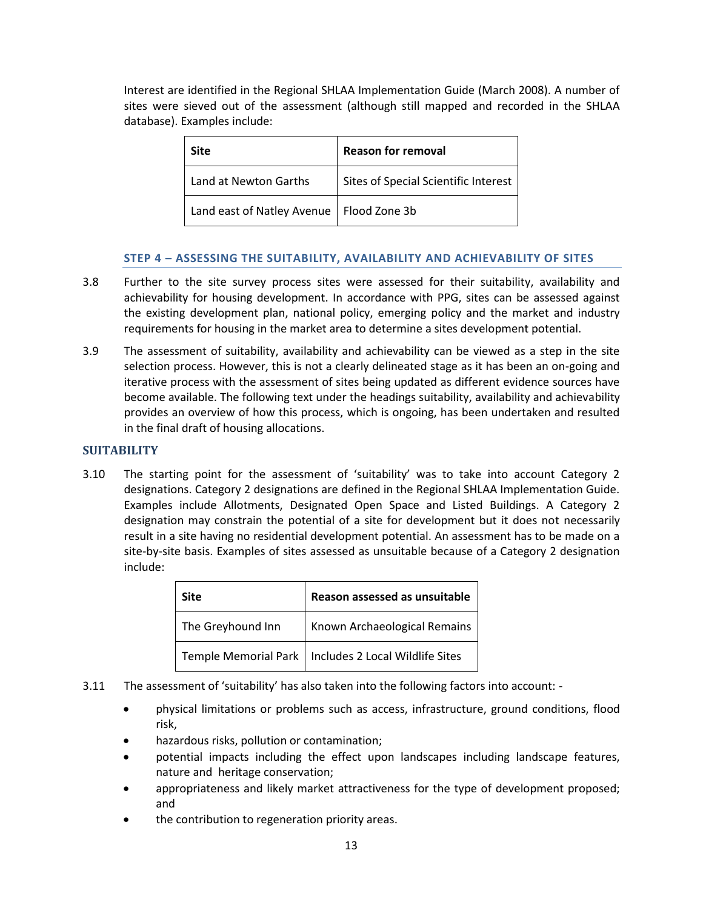Interest are identified in the Regional SHLAA Implementation Guide (March 2008). A number of sites were sieved out of the assessment (although still mapped and recorded in the SHLAA database). Examples include:

| Site | Reason for removal |
|---|---|
| Land at Newton Garths | Sites of Special Scientific Interest |
| Land east of Natley Avenue | Flood Zone 3b |

### STEP 4 – ASSESSING THE SUITABILITY, AVAILABILITY AND ACHIEVABILITY OF SITES

3.8 Further to the site survey process sites were assessed for their suitability, availability and achievability for housing development. In accordance with PPG, sites can be assessed against the existing development plan, national policy, emerging policy and the market and industry requirements for housing in the market area to determine a sites development potential.

3.9 The assessment of suitability, availability and achievability can be viewed as a step in the site selection process. However, this is not a clearly delineated stage as it has been an on-going and iterative process with the assessment of sites being updated as different evidence sources have become available. The following text under the headings suitability, availability and achievability provides an overview of how this process, which is ongoing, has been undertaken and resulted in the final draft of housing allocations.

## SUITABILITY

3.10 The starting point for the assessment of 'suitability' was to take into account Category 2 designations. Category 2 designations are defined in the Regional SHLAA Implementation Guide. Examples include Allotments, Designated Open Space and Listed Buildings. A Category 2 designation may constrain the potential of a site for development but it does not necessarily result in a site having no residential development potential. An assessment has to be made on a site-by-site basis. Examples of sites assessed as unsuitable because of a Category 2 designation include:

| Site | Reason assessed as unsuitable |
|---|---|
| The Greyhound Inn | Known Archaeological Remains |
| Temple Memorial Park | Includes 2 Local Wildlife Sites |

3.11 The assessment of 'suitability' has also taken into the following factors into account: -

- physical limitations or problems such as access, infrastructure, ground conditions, flood risk,
- hazardous risks, pollution or contamination;
- potential impacts including the effect upon landscapes including landscape features, nature and heritage conservation;
- appropriateness and likely market attractiveness for the type of development proposed; and
- the contribution to regeneration priority areas.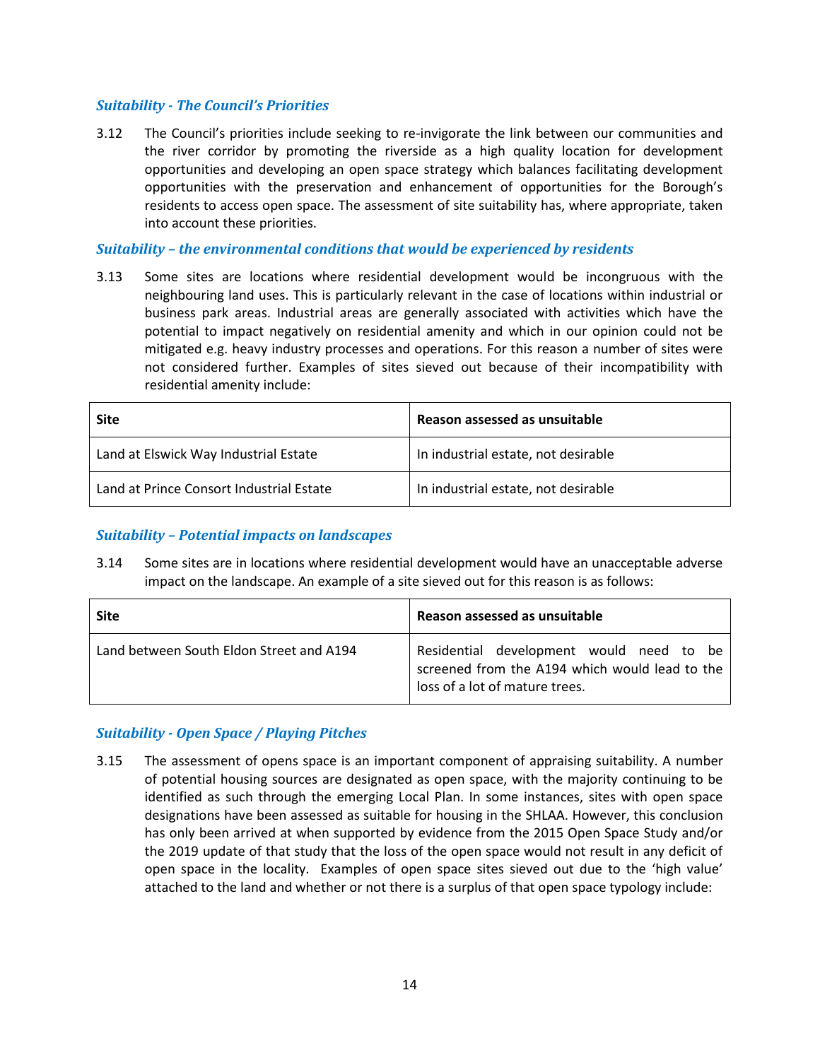### *Suitability - The Council's Priorities*

3.12 The Council's priorities include seeking to re-invigorate the link between our communities and the river corridor by promoting the riverside as a high quality location for development opportunities and developing an open space strategy which balances facilitating development opportunities with the preservation and enhancement of opportunities for the Borough's residents to access open space. The assessment of site suitability has, where appropriate, taken into account these priorities.

### *Suitability – the environmental conditions that would be experienced by residents*

3.13 Some sites are locations where residential development would be incongruous with the neighbouring land uses. This is particularly relevant in the case of locations within industrial or business park areas. Industrial areas are generally associated with activities which have the potential to impact negatively on residential amenity and which in our opinion could not be mitigated e.g. heavy industry processes and operations. For this reason a number of sites were not considered further. Examples of sites sieved out because of their incompatibility with residential amenity include:

| **Site** | **Reason assessed as unsuitable** |
|---|---|
| Land at Elswick Way Industrial Estate | In industrial estate, not desirable |
| Land at Prince Consort Industrial Estate | In industrial estate, not desirable |

### *Suitability – Potential impacts on landscapes*

3.14 Some sites are in locations where residential development would have an unacceptable adverse impact on the landscape. An example of a site sieved out for this reason is as follows:

| **Site** | **Reason assessed as unsuitable** |
|---|---|
| Land between South Eldon Street and A194 | Residential development would need to be screened from the A194 which would lead to the loss of a lot of mature trees. |

### *Suitability - Open Space / Playing Pitches*

3.15 The assessment of opens space is an important component of appraising suitability. A number of potential housing sources are designated as open space, with the majority continuing to be identified as such through the emerging Local Plan. In some instances, sites with open space designations have been assessed as suitable for housing in the SHLAA. However, this conclusion has only been arrived at when supported by evidence from the 2015 Open Space Study and/or the 2019 update of that study that the loss of the open space would not result in any deficit of open space in the locality. Examples of open space sites sieved out due to the 'high value' attached to the land and whether or not there is a surplus of that open space typology include: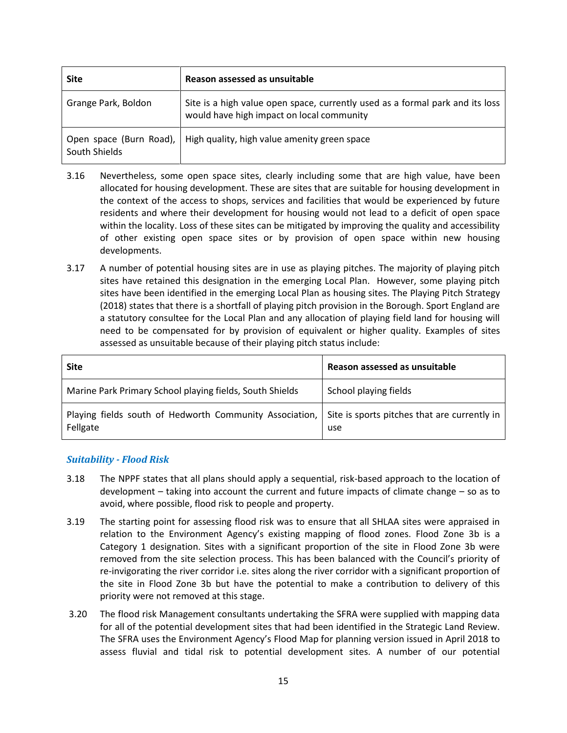| Site | Reason assessed as unsuitable |
|---|---|
| Grange Park, Boldon | Site is a high value open space, currently used as a formal park and its loss would have high impact on local community |
| Open space (Burn Road), South Shields | High quality, high value amenity green space |

3.16 Nevertheless, some open space sites, clearly including some that are high value, have been allocated for housing development. These are sites that are suitable for housing development in the context of the access to shops, services and facilities that would be experienced by future residents and where their development for housing would not lead to a deficit of open space within the locality. Loss of these sites can be mitigated by improving the quality and accessibility of other existing open space sites or by provision of open space within new housing developments.

3.17 A number of potential housing sites are in use as playing pitches. The majority of playing pitch sites have retained this designation in the emerging Local Plan. However, some playing pitch sites have been identified in the emerging Local Plan as housing sites. The Playing Pitch Strategy (2018) states that there is a shortfall of playing pitch provision in the Borough. Sport England are a statutory consultee for the Local Plan and any allocation of playing field land for housing will need to be compensated for by provision of equivalent or higher quality. Examples of sites assessed as unsuitable because of their playing pitch status include:

| Site | Reason assessed as unsuitable |
|---|---|
| Marine Park Primary School playing fields, South Shields | School playing fields |
| Playing fields south of Hedworth Community Association, Fellgate | Site is sports pitches that are currently in use |

### *Suitability - Flood Risk*

3.18 The NPPF states that all plans should apply a sequential, risk-based approach to the location of development – taking into account the current and future impacts of climate change – so as to avoid, where possible, flood risk to people and property.

3.19 The starting point for assessing flood risk was to ensure that all SHLAA sites were appraised in relation to the Environment Agency's existing mapping of flood zones. Flood Zone 3b is a Category 1 designation. Sites with a significant proportion of the site in Flood Zone 3b were removed from the site selection process. This has been balanced with the Council's priority of re-invigorating the river corridor i.e. sites along the river corridor with a significant proportion of the site in Flood Zone 3b but have the potential to make a contribution to delivery of this priority were not removed at this stage.

3.20 The flood risk Management consultants undertaking the SFRA were supplied with mapping data for all of the potential development sites that had been identified in the Strategic Land Review. The SFRA uses the Environment Agency's Flood Map for planning version issued in April 2018 to assess fluvial and tidal risk to potential development sites. A number of our potential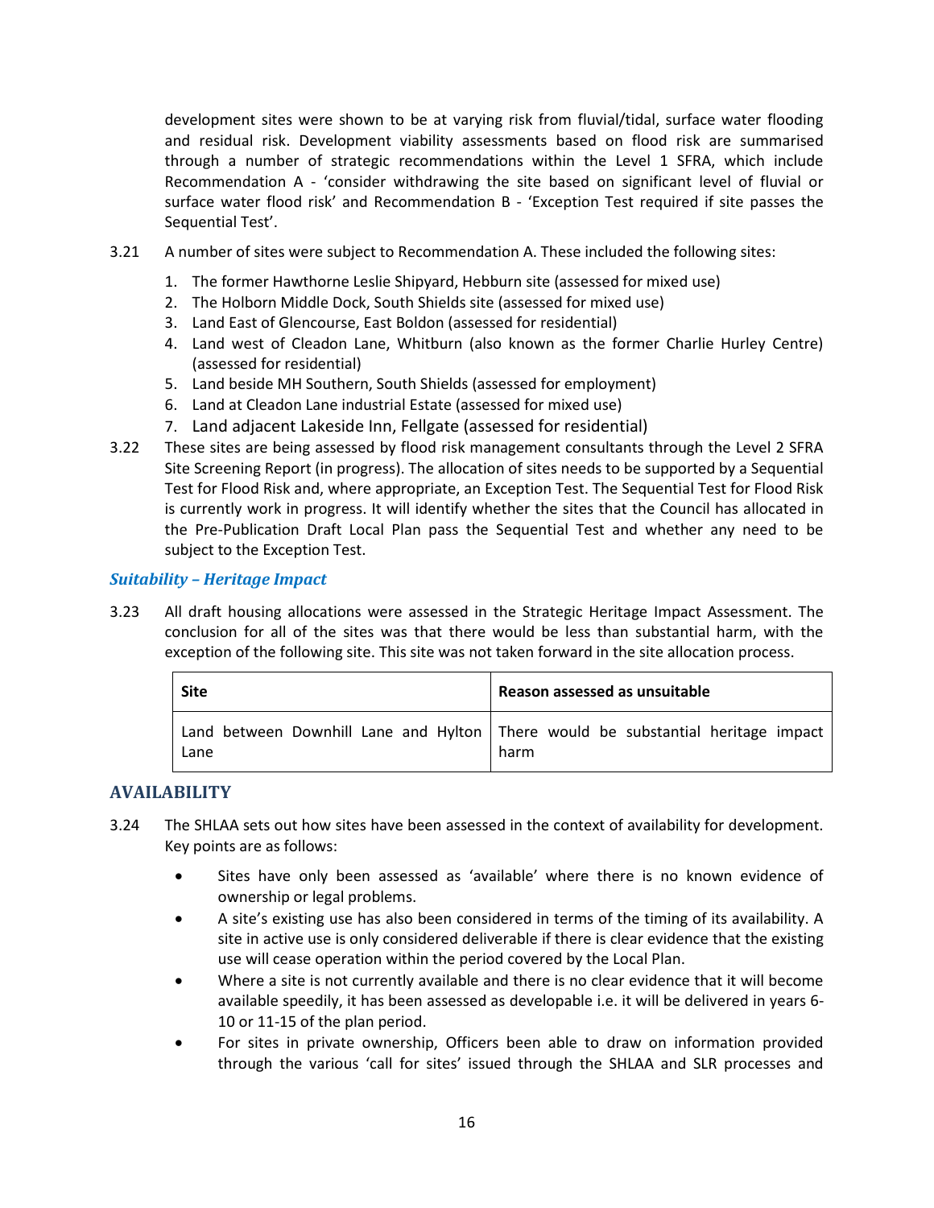development sites were shown to be at varying risk from fluvial/tidal, surface water flooding and residual risk. Development viability assessments based on flood risk are summarised through a number of strategic recommendations within the Level 1 SFRA, which include Recommendation A - 'consider withdrawing the site based on significant level of fluvial or surface water flood risk' and Recommendation B - 'Exception Test required if site passes the Sequential Test'.

3.21 A number of sites were subject to Recommendation A. These included the following sites:

1. The former Hawthorne Leslie Shipyard, Hebburn site (assessed for mixed use)
2. The Holborn Middle Dock, South Shields site (assessed for mixed use)
3. Land East of Glencourse, East Boldon (assessed for residential)
4. Land west of Cleadon Lane, Whitburn (also known as the former Charlie Hurley Centre) (assessed for residential)
5. Land beside MH Southern, South Shields (assessed for employment)
6. Land at Cleadon Lane industrial Estate (assessed for mixed use)
7. Land adjacent Lakeside Inn, Fellgate (assessed for residential)

3.22 These sites are being assessed by flood risk management consultants through the Level 2 SFRA Site Screening Report (in progress). The allocation of sites needs to be supported by a Sequential Test for Flood Risk and, where appropriate, an Exception Test. The Sequential Test for Flood Risk is currently work in progress. It will identify whether the sites that the Council has allocated in the Pre-Publication Draft Local Plan pass the Sequential Test and whether any need to be subject to the Exception Test.

### *Suitability – Heritage Impact*

3.23 All draft housing allocations were assessed in the Strategic Heritage Impact Assessment. The conclusion for all of the sites was that there would be less than substantial harm, with the exception of the following site. This site was not taken forward in the site allocation process.

| Site | Reason assessed as unsuitable |
|---|---|
| Land between Downhill Lane and Hylton Lane | There would be substantial heritage impact harm |

## AVAILABILITY

3.24 The SHLAA sets out how sites have been assessed in the context of availability for development. Key points are as follows:

- Sites have only been assessed as 'available' where there is no known evidence of ownership or legal problems.
- A site's existing use has also been considered in terms of the timing of its availability. A site in active use is only considered deliverable if there is clear evidence that the existing use will cease operation within the period covered by the Local Plan.
- Where a site is not currently available and there is no clear evidence that it will become available speedily, it has been assessed as developable i.e. it will be delivered in years 6-10 or 11-15 of the plan period.
- For sites in private ownership, Officers been able to draw on information provided through the various 'call for sites' issued through the SHLAA and SLR processes and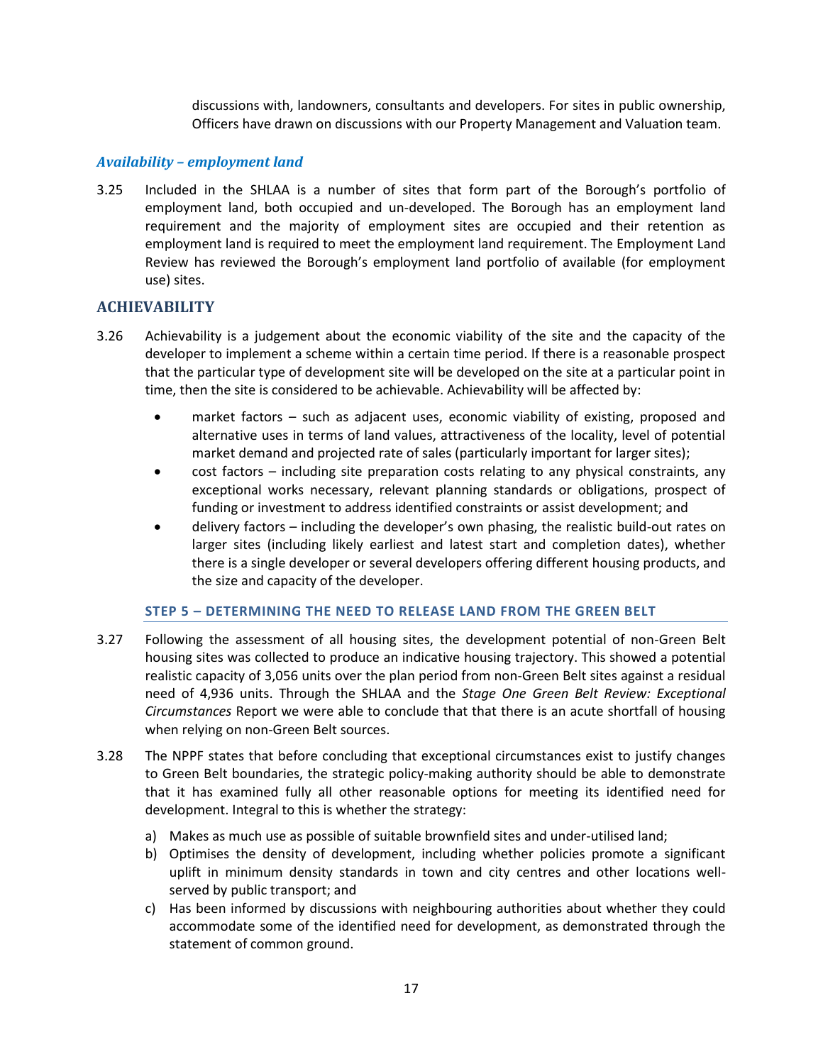discussions with, landowners, consultants and developers. For sites in public ownership, Officers have drawn on discussions with our Property Management and Valuation team.

### *Availability – employment land*

3.25 Included in the SHLAA is a number of sites that form part of the Borough's portfolio of employment land, both occupied and un-developed. The Borough has an employment land requirement and the majority of employment sites are occupied and their retention as employment land is required to meet the employment land requirement. The Employment Land Review has reviewed the Borough's employment land portfolio of available (for employment use) sites.

## ACHIEVABILITY

3.26 Achievability is a judgement about the economic viability of the site and the capacity of the developer to implement a scheme within a certain time period. If there is a reasonable prospect that the particular type of development site will be developed on the site at a particular point in time, then the site is considered to be achievable. Achievability will be affected by:

- market factors – such as adjacent uses, economic viability of existing, proposed and alternative uses in terms of land values, attractiveness of the locality, level of potential market demand and projected rate of sales (particularly important for larger sites);
- cost factors – including site preparation costs relating to any physical constraints, any exceptional works necessary, relevant planning standards or obligations, prospect of funding or investment to address identified constraints or assist development; and
- delivery factors – including the developer's own phasing, the realistic build-out rates on larger sites (including likely earliest and latest start and completion dates), whether there is a single developer or several developers offering different housing products, and the size and capacity of the developer.

### STEP 5 – DETERMINING THE NEED TO RELEASE LAND FROM THE GREEN BELT

3.27 Following the assessment of all housing sites, the development potential of non-Green Belt housing sites was collected to produce an indicative housing trajectory. This showed a potential realistic capacity of 3,056 units over the plan period from non-Green Belt sites against a residual need of 4,936 units. Through the SHLAA and the *Stage One Green Belt Review: Exceptional Circumstances* Report we were able to conclude that that there is an acute shortfall of housing when relying on non-Green Belt sources.

3.28 The NPPF states that before concluding that exceptional circumstances exist to justify changes to Green Belt boundaries, the strategic policy-making authority should be able to demonstrate that it has examined fully all other reasonable options for meeting its identified need for development. Integral to this is whether the strategy:

a) Makes as much use as possible of suitable brownfield sites and under-utilised land;
b) Optimises the density of development, including whether policies promote a significant uplift in minimum density standards in town and city centres and other locations well-served by public transport; and
c) Has been informed by discussions with neighbouring authorities about whether they could accommodate some of the identified need for development, as demonstrated through the statement of common ground.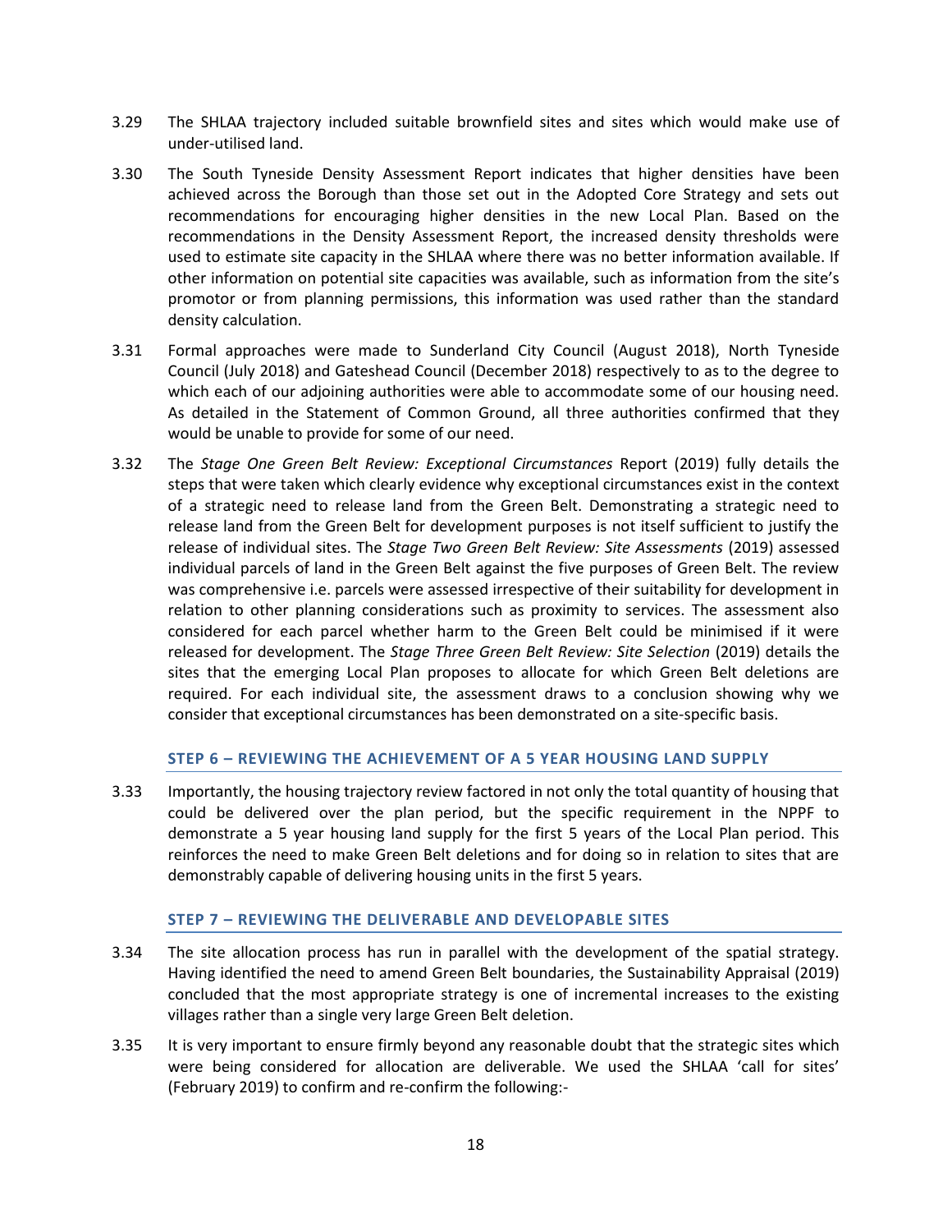3.29 The SHLAA trajectory included suitable brownfield sites and sites which would make use of under-utilised land.

3.30 The South Tyneside Density Assessment Report indicates that higher densities have been achieved across the Borough than those set out in the Adopted Core Strategy and sets out recommendations for encouraging higher densities in the new Local Plan. Based on the recommendations in the Density Assessment Report, the increased density thresholds were used to estimate site capacity in the SHLAA where there was no better information available. If other information on potential site capacities was available, such as information from the site's promotor or from planning permissions, this information was used rather than the standard density calculation.

3.31 Formal approaches were made to Sunderland City Council (August 2018), North Tyneside Council (July 2018) and Gateshead Council (December 2018) respectively to as to the degree to which each of our adjoining authorities were able to accommodate some of our housing need. As detailed in the Statement of Common Ground, all three authorities confirmed that they would be unable to provide for some of our need.

3.32 The *Stage One Green Belt Review: Exceptional Circumstances* Report (2019) fully details the steps that were taken which clearly evidence why exceptional circumstances exist in the context of a strategic need to release land from the Green Belt. Demonstrating a strategic need to release land from the Green Belt for development purposes is not itself sufficient to justify the release of individual sites. The *Stage Two Green Belt Review: Site Assessments* (2019) assessed individual parcels of land in the Green Belt against the five purposes of Green Belt. The review was comprehensive i.e. parcels were assessed irrespective of their suitability for development in relation to other planning considerations such as proximity to services. The assessment also considered for each parcel whether harm to the Green Belt could be minimised if it were released for development. The *Stage Three Green Belt Review: Site Selection* (2019) details the sites that the emerging Local Plan proposes to allocate for which Green Belt deletions are required. For each individual site, the assessment draws to a conclusion showing why we consider that exceptional circumstances has been demonstrated on a site-specific basis.

### STEP 6 – REVIEWING THE ACHIEVEMENT OF A 5 YEAR HOUSING LAND SUPPLY

3.33 Importantly, the housing trajectory review factored in not only the total quantity of housing that could be delivered over the plan period, but the specific requirement in the NPPF to demonstrate a 5 year housing land supply for the first 5 years of the Local Plan period. This reinforces the need to make Green Belt deletions and for doing so in relation to sites that are demonstrably capable of delivering housing units in the first 5 years.

### STEP 7 – REVIEWING THE DELIVERABLE AND DEVELOPABLE SITES

3.34 The site allocation process has run in parallel with the development of the spatial strategy. Having identified the need to amend Green Belt boundaries, the Sustainability Appraisal (2019) concluded that the most appropriate strategy is one of incremental increases to the existing villages rather than a single very large Green Belt deletion.

3.35 It is very important to ensure firmly beyond any reasonable doubt that the strategic sites which were being considered for allocation are deliverable. We used the SHLAA 'call for sites' (February 2019) to confirm and re-confirm the following:-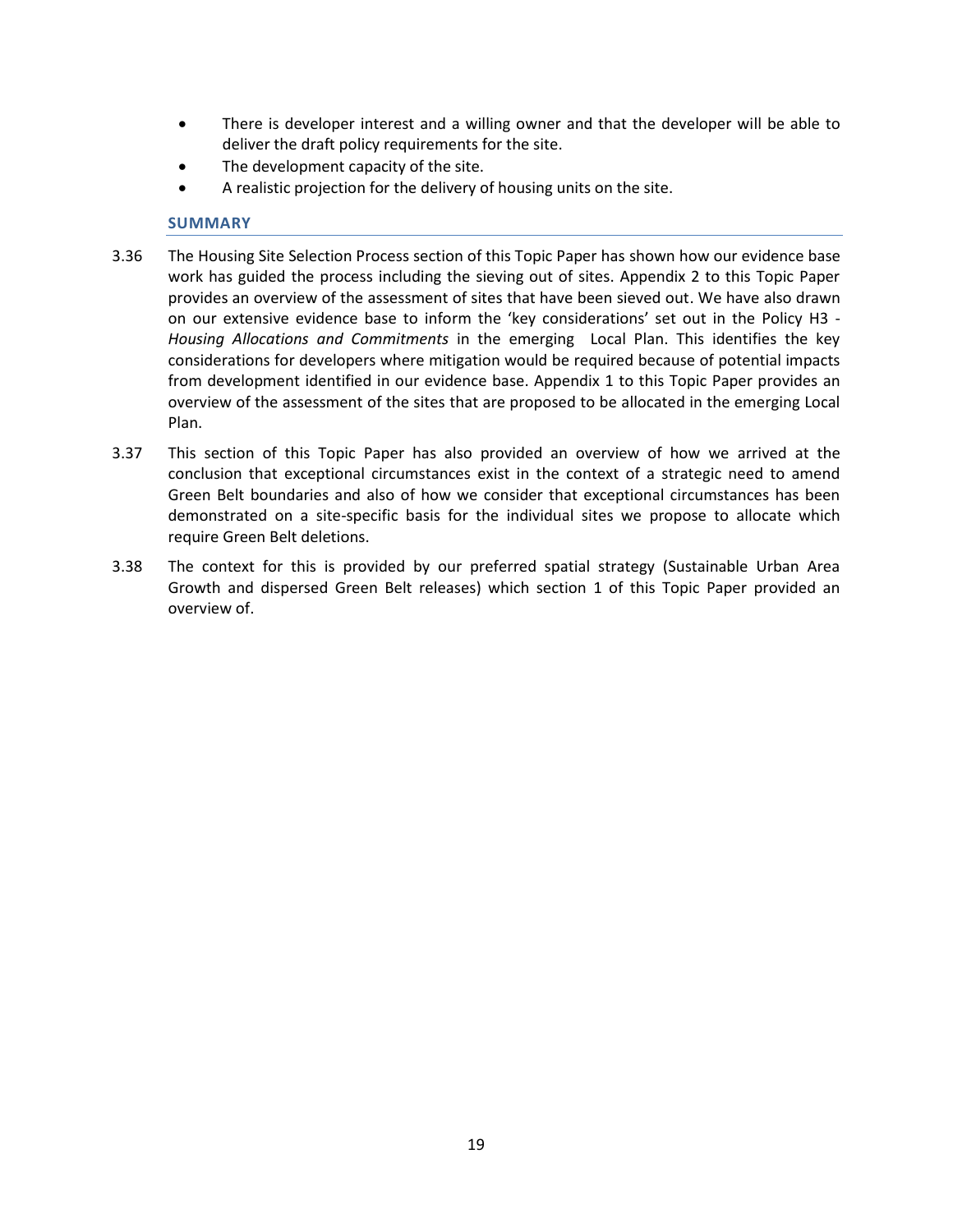- There is developer interest and a willing owner and that the developer will be able to deliver the draft policy requirements for the site.
- The development capacity of the site.
- A realistic projection for the delivery of housing units on the site.

### SUMMARY

3.36 The Housing Site Selection Process section of this Topic Paper has shown how our evidence base work has guided the process including the sieving out of sites. Appendix 2 to this Topic Paper provides an overview of the assessment of sites that have been sieved out. We have also drawn on our extensive evidence base to inform the 'key considerations' set out in the Policy H3 - *Housing Allocations and Commitments* in the emerging Local Plan. This identifies the key considerations for developers where mitigation would be required because of potential impacts from development identified in our evidence base. Appendix 1 to this Topic Paper provides an overview of the assessment of the sites that are proposed to be allocated in the emerging Local Plan.

3.37 This section of this Topic Paper has also provided an overview of how we arrived at the conclusion that exceptional circumstances exist in the context of a strategic need to amend Green Belt boundaries and also of how we consider that exceptional circumstances has been demonstrated on a site-specific basis for the individual sites we propose to allocate which require Green Belt deletions.

3.38 The context for this is provided by our preferred spatial strategy (Sustainable Urban Area Growth and dispersed Green Belt releases) which section 1 of this Topic Paper provided an overview of.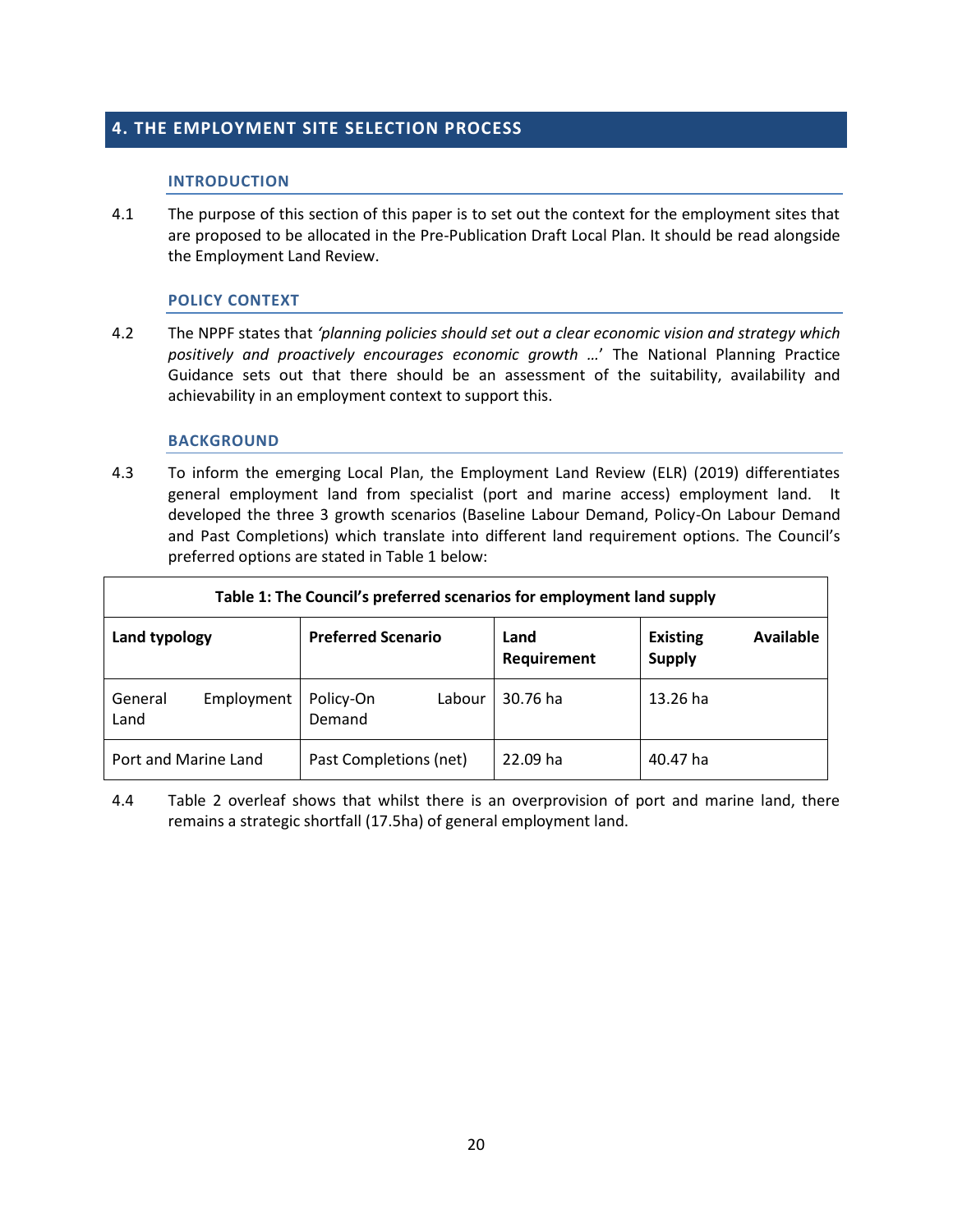## 4. THE EMPLOYMENT SITE SELECTION PROCESS

### INTRODUCTION

4.1 The purpose of this section of this paper is to set out the context for the employment sites that are proposed to be allocated in the Pre-Publication Draft Local Plan. It should be read alongside the Employment Land Review.

### POLICY CONTEXT

4.2 The NPPF states that *'planning policies should set out a clear economic vision and strategy which positively and proactively encourages economic growth …'* The National Planning Practice Guidance sets out that there should be an assessment of the suitability, availability and achievability in an employment context to support this.

### BACKGROUND

4.3 To inform the emerging Local Plan, the Employment Land Review (ELR) (2019) differentiates general employment land from specialist (port and marine access) employment land. It developed the three 3 growth scenarios (Baseline Labour Demand, Policy-On Labour Demand and Past Completions) which translate into different land requirement options. The Council's preferred options are stated in Table 1 below:

**Table 1: The Council's preferred scenarios for employment land supply**

| Land typology | Preferred Scenario | Land Requirement | Existing Available Supply |
|---|---|---|---|
| General Employment Land | Policy-On Labour Demand | 30.76 ha | 13.26 ha |
| Port and Marine Land | Past Completions (net) | 22.09 ha | 40.47 ha |

4.4 Table 2 overleaf shows that whilst there is an overprovision of port and marine land, there remains a strategic shortfall (17.5ha) of general employment land.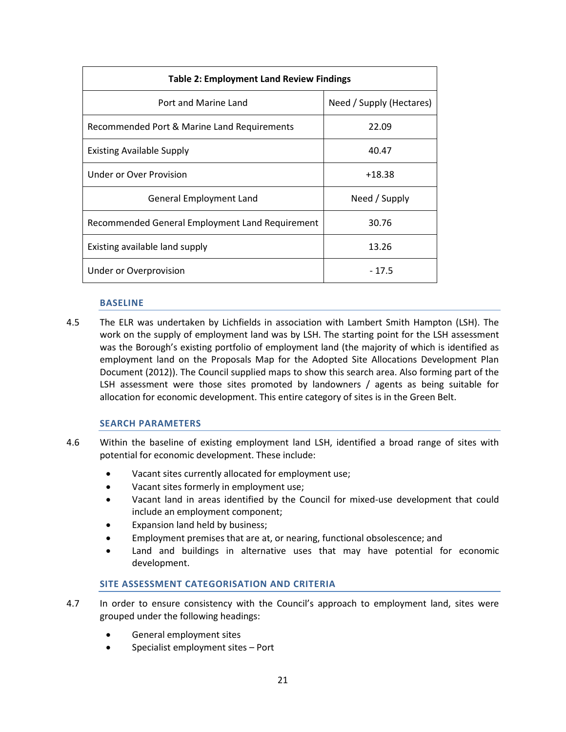| Table 2: Employment Land Review Findings | |
|---|---|
| Port and Marine Land | Need / Supply (Hectares) |
| Recommended Port & Marine Land Requirements | 22.09 |
| Existing Available Supply | 40.47 |
| Under or Over Provision | +18.38 |
| General Employment Land | Need / Supply |
| Recommended General Employment Land Requirement | 30.76 |
| Existing available land supply | 13.26 |
| Under or Overprovision | - 17.5 |

### BASELINE

4.5 The ELR was undertaken by Lichfields in association with Lambert Smith Hampton (LSH). The work on the supply of employment land was by LSH. The starting point for the LSH assessment was the Borough's existing portfolio of employment land (the majority of which is identified as employment land on the Proposals Map for the Adopted Site Allocations Development Plan Document (2012)). The Council supplied maps to show this search area. Also forming part of the LSH assessment were those sites promoted by landowners / agents as being suitable for allocation for economic development. This entire category of sites is in the Green Belt.

### SEARCH PARAMETERS

4.6 Within the baseline of existing employment land LSH, identified a broad range of sites with potential for economic development. These include:

- Vacant sites currently allocated for employment use;
- Vacant sites formerly in employment use;
- Vacant land in areas identified by the Council for mixed-use development that could include an employment component;
- Expansion land held by business;
- Employment premises that are at, or nearing, functional obsolescence; and
- Land and buildings in alternative uses that may have potential for economic development.

### SITE ASSESSMENT CATEGORISATION AND CRITERIA

4.7 In order to ensure consistency with the Council's approach to employment land, sites were grouped under the following headings:

- General employment sites
- Specialist employment sites – Port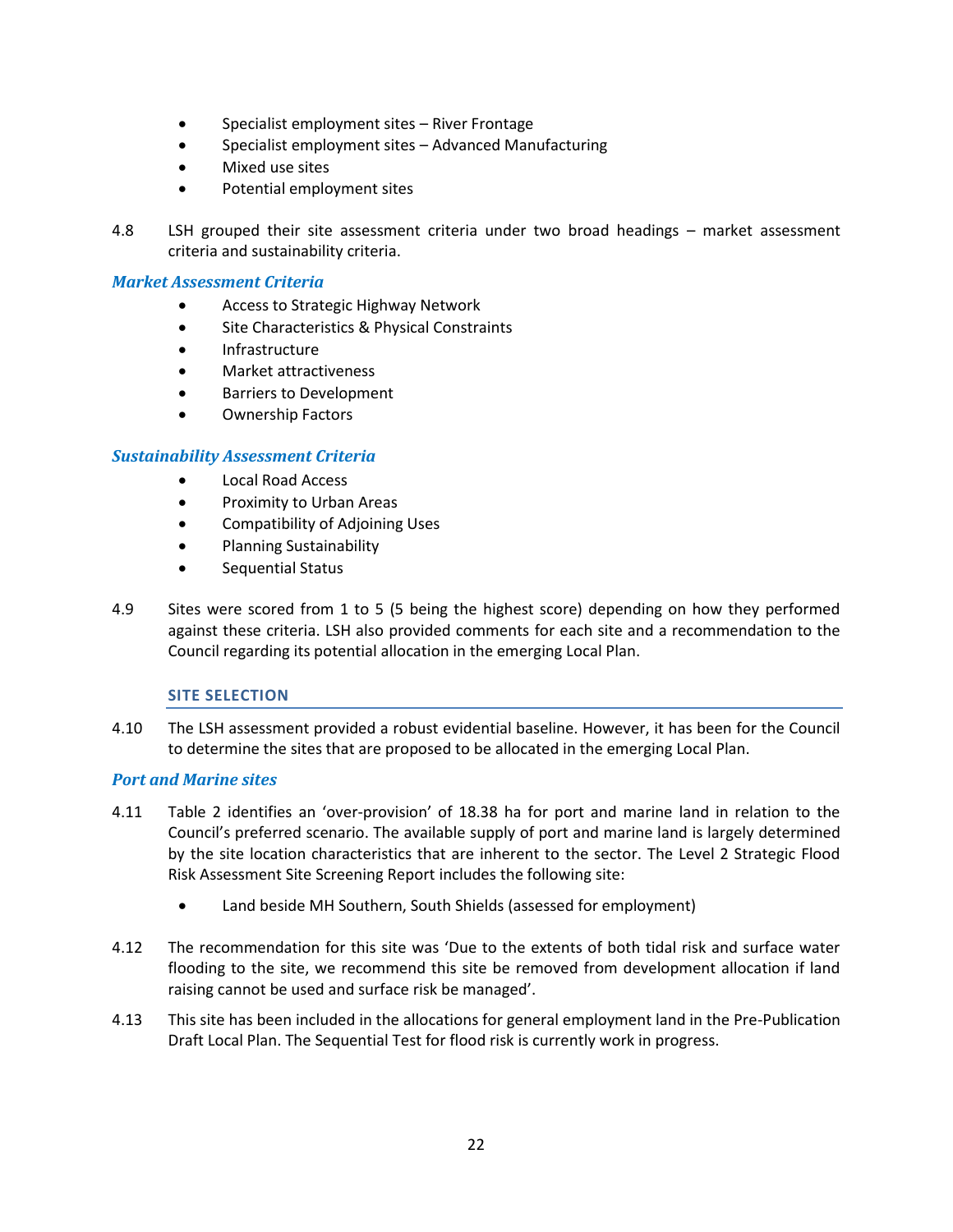- Specialist employment sites – River Frontage
- Specialist employment sites – Advanced Manufacturing
- Mixed use sites
- Potential employment sites

4.8 LSH grouped their site assessment criteria under two broad headings – market assessment criteria and sustainability criteria.

### *Market Assessment Criteria*

- Access to Strategic Highway Network
- Site Characteristics & Physical Constraints
- Infrastructure
- Market attractiveness
- Barriers to Development
- Ownership Factors

### *Sustainability Assessment Criteria*

- Local Road Access
- Proximity to Urban Areas
- Compatibility of Adjoining Uses
- Planning Sustainability
- Sequential Status

4.9 Sites were scored from 1 to 5 (5 being the highest score) depending on how they performed against these criteria. LSH also provided comments for each site and a recommendation to the Council regarding its potential allocation in the emerging Local Plan.

## SITE SELECTION

4.10 The LSH assessment provided a robust evidential baseline. However, it has been for the Council to determine the sites that are proposed to be allocated in the emerging Local Plan.

### *Port and Marine sites*

4.11 Table 2 identifies an 'over-provision' of 18.38 ha for port and marine land in relation to the Council's preferred scenario. The available supply of port and marine land is largely determined by the site location characteristics that are inherent to the sector. The Level 2 Strategic Flood Risk Assessment Site Screening Report includes the following site:

- Land beside MH Southern, South Shields (assessed for employment)

4.12 The recommendation for this site was 'Due to the extents of both tidal risk and surface water flooding to the site, we recommend this site be removed from development allocation if land raising cannot be used and surface risk be managed'.

4.13 This site has been included in the allocations for general employment land in the Pre-Publication Draft Local Plan. The Sequential Test for flood risk is currently work in progress.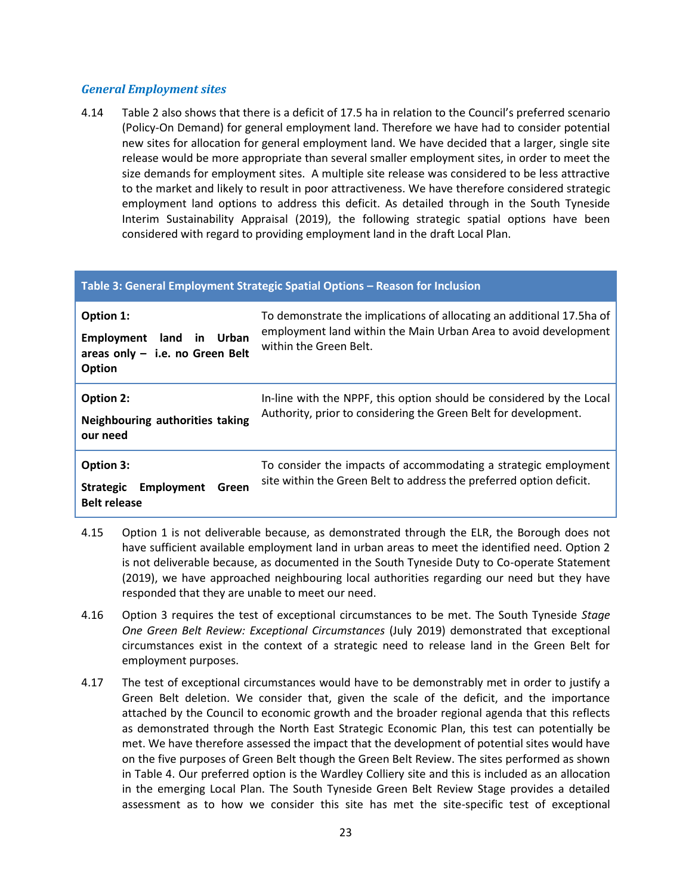### *General Employment sites*

4.14 Table 2 also shows that there is a deficit of 17.5 ha in relation to the Council's preferred scenario (Policy-On Demand) for general employment land. Therefore we have had to consider potential new sites for allocation for general employment land. We have decided that a larger, single site release would be more appropriate than several smaller employment sites, in order to meet the size demands for employment sites. A multiple site release was considered to be less attractive to the market and likely to result in poor attractiveness. We have therefore considered strategic employment land options to address this deficit. As detailed through in the South Tyneside Interim Sustainability Appraisal (2019), the following strategic spatial options have been considered with regard to providing employment land in the draft Local Plan.

| **Table 3: General Employment Strategic Spatial Options – Reason for Inclusion** | |
|---|---|
| **Option 1:**<br>**Employment land in Urban areas only – i.e. no Green Belt Option** | To demonstrate the implications of allocating an additional 17.5ha of employment land within the Main Urban Area to avoid development within the Green Belt. |
| **Option 2:**<br>**Neighbouring authorities taking our need** | In-line with the NPPF, this option should be considered by the Local Authority, prior to considering the Green Belt for development. |
| **Option 3:**<br>**Strategic Employment Green Belt release** | To consider the impacts of accommodating a strategic employment site within the Green Belt to address the preferred option deficit. |

4.15 Option 1 is not deliverable because, as demonstrated through the ELR, the Borough does not have sufficient available employment land in urban areas to meet the identified need. Option 2 is not deliverable because, as documented in the South Tyneside Duty to Co-operate Statement (2019), we have approached neighbouring local authorities regarding our need but they have responded that they are unable to meet our need.

4.16 Option 3 requires the test of exceptional circumstances to be met. The South Tyneside *Stage One Green Belt Review: Exceptional Circumstances* (July 2019) demonstrated that exceptional circumstances exist in the context of a strategic need to release land in the Green Belt for employment purposes.

4.17 The test of exceptional circumstances would have to be demonstrably met in order to justify a Green Belt deletion. We consider that, given the scale of the deficit, and the importance attached by the Council to economic growth and the broader regional agenda that this reflects as demonstrated through the North East Strategic Economic Plan, this test can potentially be met. We have therefore assessed the impact that the development of potential sites would have on the five purposes of Green Belt though the Green Belt Review. The sites performed as shown in Table 4. Our preferred option is the Wardley Colliery site and this is included as an allocation in the emerging Local Plan. The South Tyneside Green Belt Review Stage provides a detailed assessment as to how we consider this site has met the site-specific test of exceptional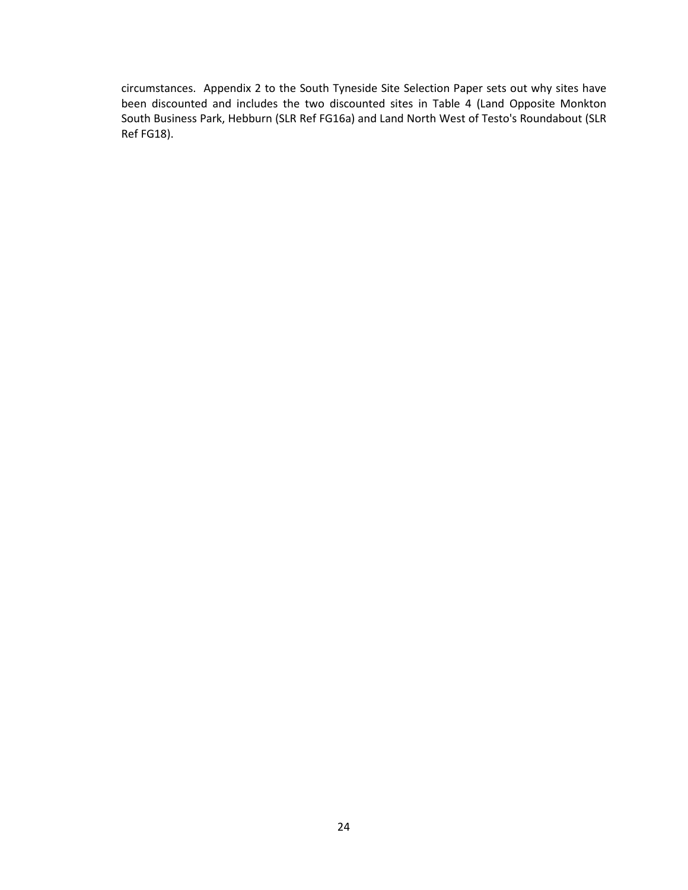circumstances. Appendix 2 to the South Tyneside Site Selection Paper sets out why sites have been discounted and includes the two discounted sites in Table 4 (Land Opposite Monkton South Business Park, Hebburn (SLR Ref FG16a) and Land North West of Testo's Roundabout (SLR Ref FG18).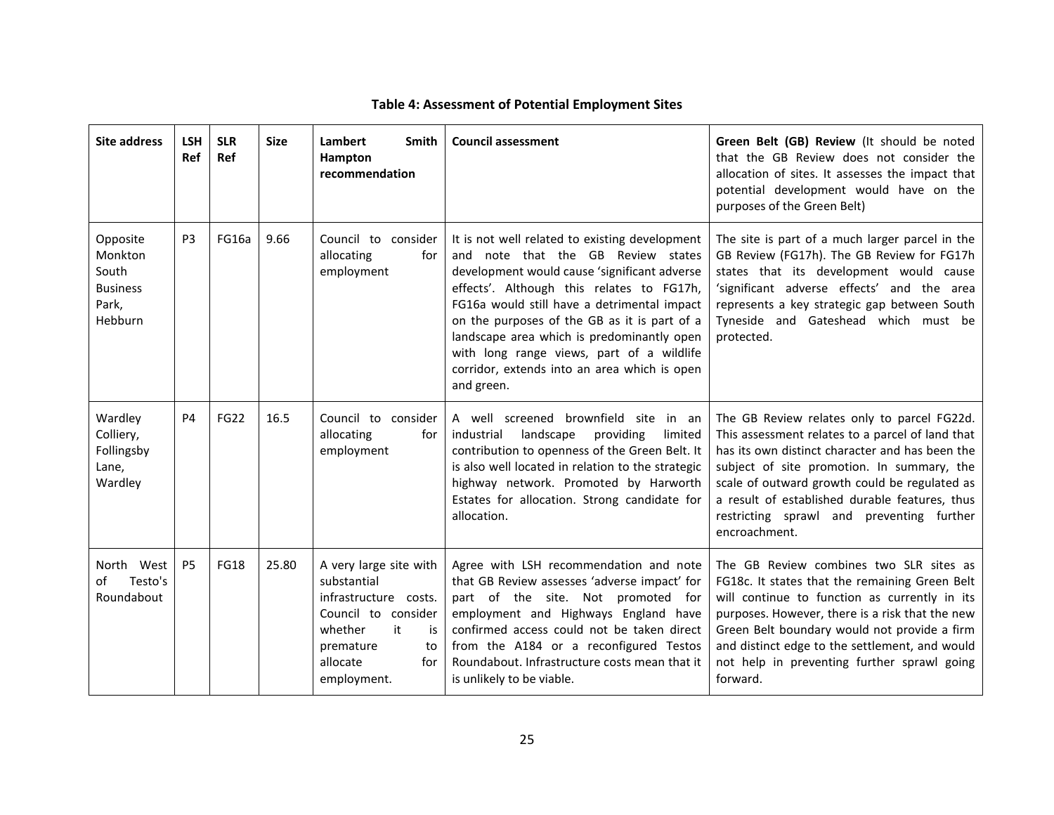**Table 4: Assessment of Potential Employment Sites**

| Site address | LSH Ref | SLR Ref | Size | Lambert Smith Hampton recommendation | Council assessment | **Green Belt (GB) Review** (It should be noted that the GB Review does not consider the allocation of sites. It assesses the impact that potential development would have on the purposes of the Green Belt) |
|---|---|---|---|---|---|---|
| Opposite Monkton South Business Park, Hebburn | P3 | FG16a | 9.66 | Council to consider allocating for employment | It is not well related to existing development and note that the GB Review states development would cause 'significant adverse effects'. Although this relates to FG17h, FG16a would still have a detrimental impact on the purposes of the GB as it is part of a landscape area which is predominantly open with long range views, part of a wildlife corridor, extends into an area which is open and green. | The site is part of a much larger parcel in the GB Review (FG17h). The GB Review for FG17h states that its development would cause 'significant adverse effects' and the area represents a key strategic gap between South Tyneside and Gateshead which must be protected. |
| Wardley Colliery, Follingsby Lane, Wardley | P4 | FG22 | 16.5 | Council to consider allocating for employment | A well screened brownfield site in an industrial landscape providing limited contribution to openness of the Green Belt. It is also well located in relation to the strategic highway network. Promoted by Harworth Estates for allocation. Strong candidate for allocation. | The GB Review relates only to parcel FG22d. This assessment relates to a parcel of land that has its own distinct character and has been the subject of site promotion. In summary, the scale of outward growth could be regulated as a result of established durable features, thus restricting sprawl and preventing further encroachment. |
| North West of Testo's Roundabout | P5 | FG18 | 25.80 | A very large site with substantial infrastructure costs. Council to consider whether it is premature to allocate for employment. | Agree with LSH recommendation and note that GB Review assesses 'adverse impact' for part of the site. Not promoted for employment and Highways England have confirmed access could not be taken direct from the A184 or a reconfigured Testos Roundabout. Infrastructure costs mean that it is unlikely to be viable. | The GB Review combines two SLR sites as FG18c. It states that the remaining Green Belt will continue to function as currently in its purposes. However, there is a risk that the new Green Belt boundary would not provide a firm and distinct edge to the settlement, and would not help in preventing further sprawl going forward. |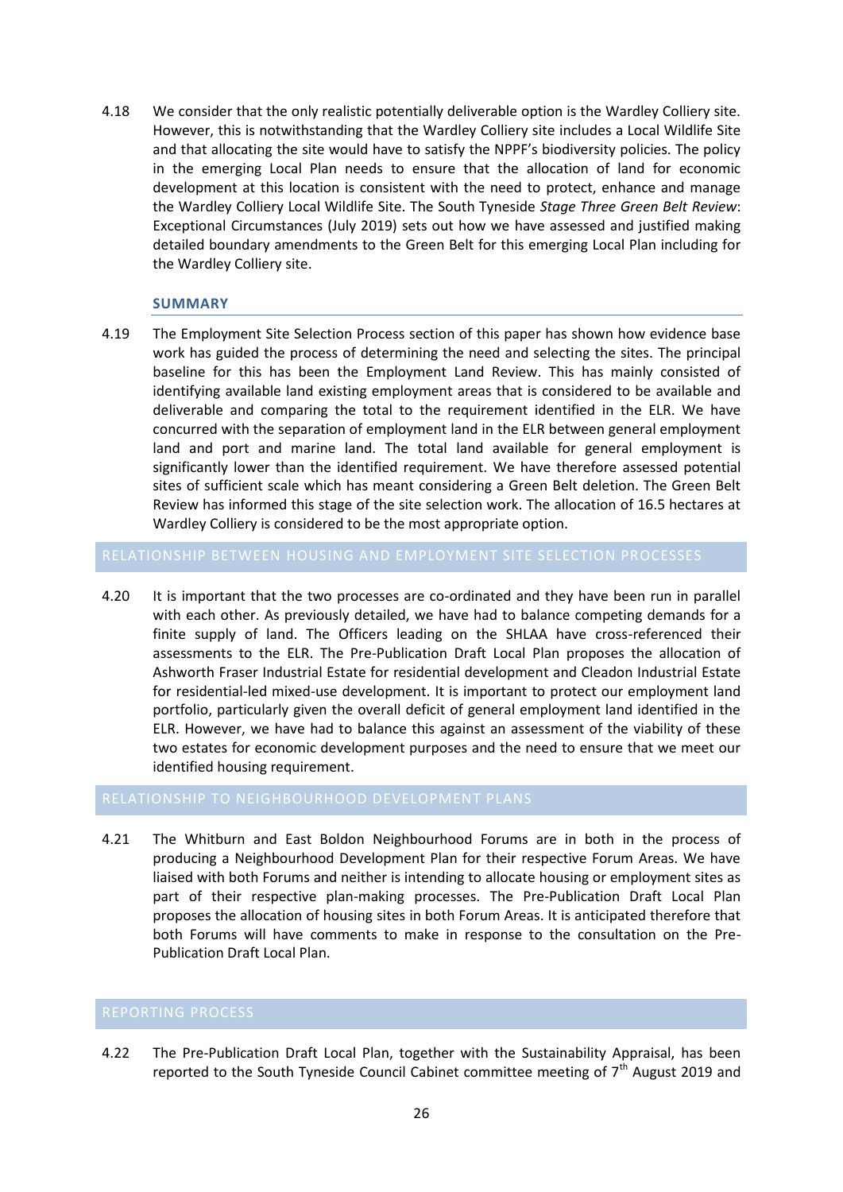4.18 We consider that the only realistic potentially deliverable option is the Wardley Colliery site. However, this is notwithstanding that the Wardley Colliery site includes a Local Wildlife Site and that allocating the site would have to satisfy the NPPF's biodiversity policies. The policy in the emerging Local Plan needs to ensure that the allocation of land for economic development at this location is consistent with the need to protect, enhance and manage the Wardley Colliery Local Wildlife Site. The South Tyneside *Stage Three Green Belt Review*: Exceptional Circumstances (July 2019) sets out how we have assessed and justified making detailed boundary amendments to the Green Belt for this emerging Local Plan including for the Wardley Colliery site.

### SUMMARY

4.19 The Employment Site Selection Process section of this paper has shown how evidence base work has guided the process of determining the need and selecting the sites. The principal baseline for this has been the Employment Land Review. This has mainly consisted of identifying available land existing employment areas that is considered to be available and deliverable and comparing the total to the requirement identified in the ELR. We have concurred with the separation of employment land in the ELR between general employment land and port and marine land. The total land available for general employment is significantly lower than the identified requirement. We have therefore assessed potential sites of sufficient scale which has meant considering a Green Belt deletion. The Green Belt Review has informed this stage of the site selection work. The allocation of 16.5 hectares at Wardley Colliery is considered to be the most appropriate option.

## RELATIONSHIP BETWEEN HOUSING AND EMPLOYMENT SITE SELECTION PROCESSES

4.20 It is important that the two processes are co-ordinated and they have been run in parallel with each other. As previously detailed, we have had to balance competing demands for a finite supply of land. The Officers leading on the SHLAA have cross-referenced their assessments to the ELR. The Pre-Publication Draft Local Plan proposes the allocation of Ashworth Fraser Industrial Estate for residential development and Cleadon Industrial Estate for residential-led mixed-use development. It is important to protect our employment land portfolio, particularly given the overall deficit of general employment land identified in the ELR. However, we have had to balance this against an assessment of the viability of these two estates for economic development purposes and the need to ensure that we meet our identified housing requirement.

## RELATIONSHIP TO NEIGHBOURHOOD DEVELOPMENT PLANS

4.21 The Whitburn and East Boldon Neighbourhood Forums are in both in the process of producing a Neighbourhood Development Plan for their respective Forum Areas. We have liaised with both Forums and neither is intending to allocate housing or employment sites as part of their respective plan-making processes. The Pre-Publication Draft Local Plan proposes the allocation of housing sites in both Forum Areas. It is anticipated therefore that both Forums will have comments to make in response to the consultation on the Pre-Publication Draft Local Plan.

## REPORTING PROCESS

4.22 The Pre-Publication Draft Local Plan, together with the Sustainability Appraisal, has been reported to the South Tyneside Council Cabinet committee meeting of 7th August 2019 and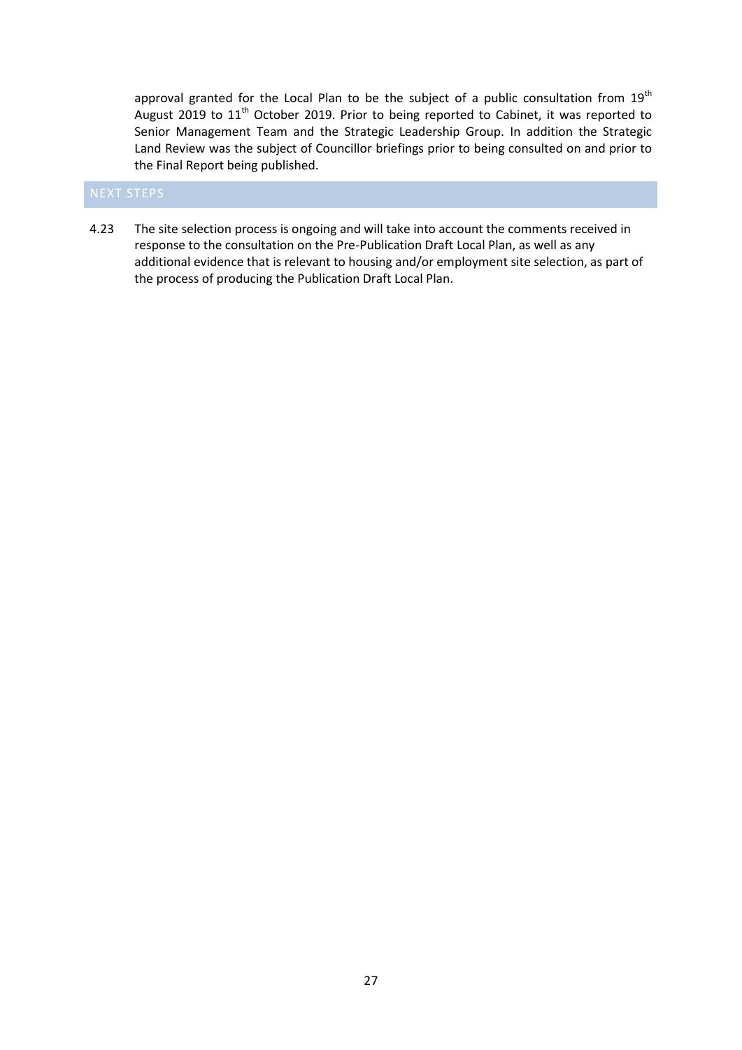approval granted for the Local Plan to be the subject of a public consultation from 19th August 2019 to 11th October 2019. Prior to being reported to Cabinet, it was reported to Senior Management Team and the Strategic Leadership Group. In addition the Strategic Land Review was the subject of Councillor briefings prior to being consulted on and prior to the Final Report being published.

## NEXT STEPS

4.23 The site selection process is ongoing and will take into account the comments received in response to the consultation on the Pre-Publication Draft Local Plan, as well as any additional evidence that is relevant to housing and/or employment site selection, as part of the process of producing the Publication Draft Local Plan.